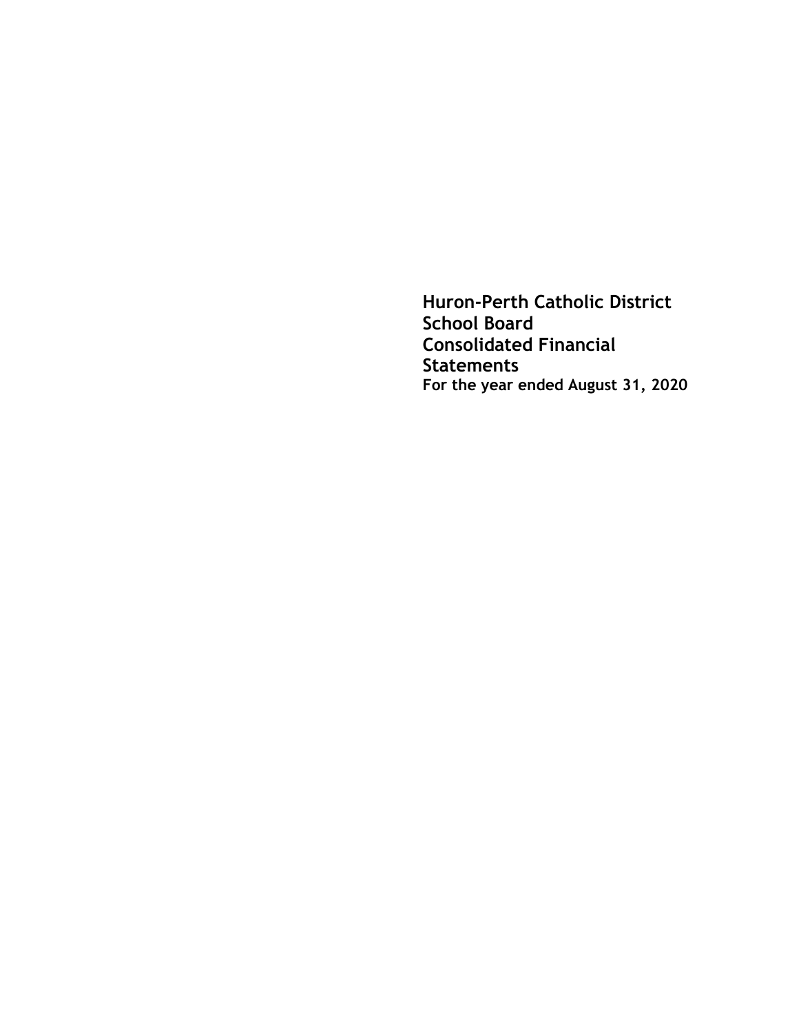# Huron-Perth Catholic District School Board
# Consolidated Financial Statements
**For the year ended August 31, 2020**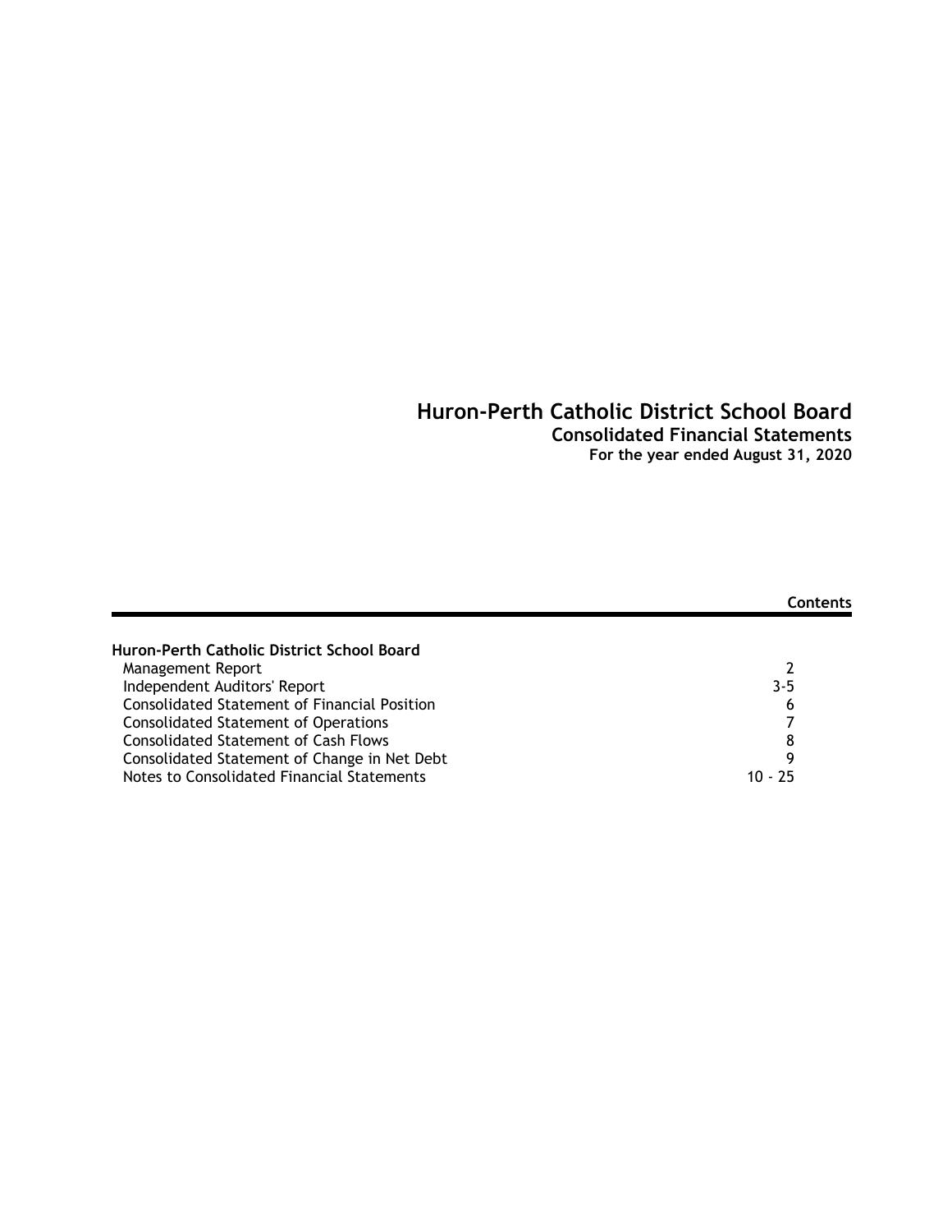# Huron-Perth Catholic District School Board

## Consolidated Financial Statements

**For the year ended August 31, 2020**

**Contents**

| Huron-Perth Catholic District School Board | |
|---|---|
| Management Report | 2 |
| Independent Auditors' Report | 3-5 |
| Consolidated Statement of Financial Position | 6 |
| Consolidated Statement of Operations | 7 |
| Consolidated Statement of Cash Flows | 8 |
| Consolidated Statement of Change in Net Debt | 9 |
| Notes to Consolidated Financial Statements | 10 - 25 |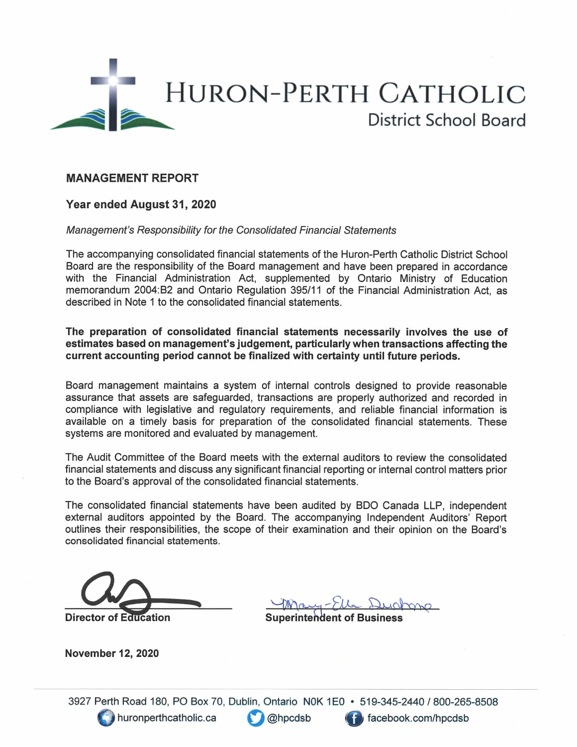# HURON-PERTH CATHOLIC

District School Board

## MANAGEMENT REPORT

### Year ended August 31, 2020

*Management's Responsibility for the Consolidated Financial Statements*

The accompanying consolidated financial statements of the Huron-Perth Catholic District School Board are the responsibility of the Board management and have been prepared in accordance with the Financial Administration Act, supplemented by Ontario Ministry of Education memorandum 2004:B2 and Ontario Regulation 395/11 of the Financial Administration Act, as described in Note 1 to the consolidated financial statements.

**The preparation of consolidated financial statements necessarily involves the use of estimates based on management's judgement, particularly when transactions affecting the current accounting period cannot be finalized with certainty until future periods.**

Board management maintains a system of internal controls designed to provide reasonable assurance that assets are safeguarded, transactions are properly authorized and recorded in compliance with legislative and regulatory requirements, and reliable financial information is available on a timely basis for preparation of the consolidated financial statements. These systems are monitored and evaluated by management.

The Audit Committee of the Board meets with the external auditors to review the consolidated financial statements and discuss any significant financial reporting or internal control matters prior to the Board's approval of the consolidated financial statements.

The consolidated financial statements have been audited by BDO Canada LLP, independent external auditors appointed by the Board. The accompanying Independent Auditors' Report outlines their responsibilities, the scope of their examination and their opinion on the Board's consolidated financial statements.

**Director of Education** &nbsp;&nbsp;&nbsp;&nbsp;&nbsp;&nbsp;&nbsp;&nbsp; **Superintendent of Business**

**November 12, 2020**

3927 Perth Road 180, PO Box 70, Dublin, Ontario N0K 1E0 • 519-345-2440 / 800-265-8508

huronperthcatholic.ca &nbsp;&nbsp; @hpcdsb &nbsp;&nbsp; facebook.com/hpcdsb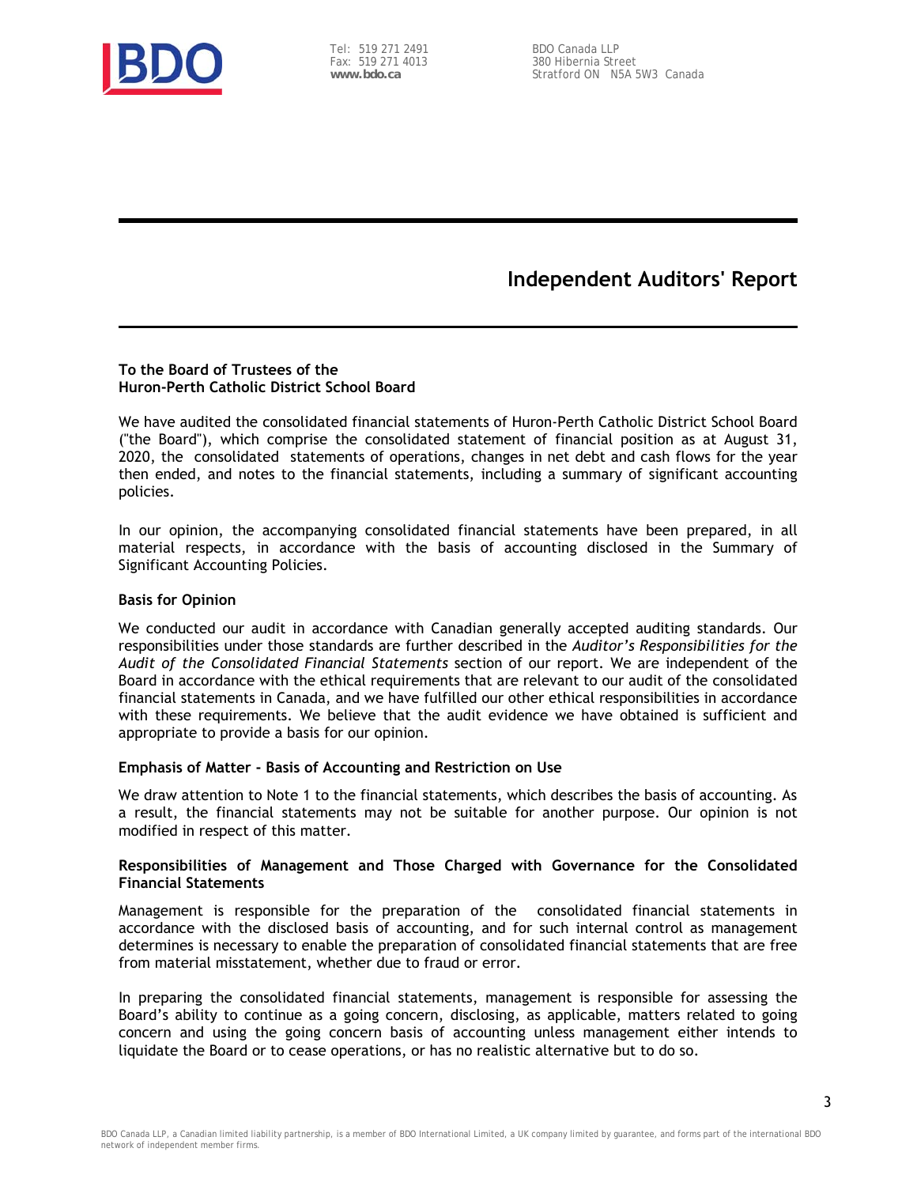BDO

Tel: 519 271 2491
Fax: 519 271 4013
**www.bdo.ca**

BDO Canada LLP
380 Hibernia Street
Stratford ON N5A 5W3 Canada

# Independent Auditors' Report

**To the Board of Trustees of the**
**Huron-Perth Catholic District School Board**

We have audited the consolidated financial statements of Huron-Perth Catholic District School Board ("the Board"), which comprise the consolidated statement of financial position as at August 31, 2020, the consolidated statements of operations, changes in net debt and cash flows for the year then ended, and notes to the financial statements, including a summary of significant accounting policies.

In our opinion, the accompanying consolidated financial statements have been prepared, in all material respects, in accordance with the basis of accounting disclosed in the Summary of Significant Accounting Policies.

**Basis for Opinion**

We conducted our audit in accordance with Canadian generally accepted auditing standards. Our responsibilities under those standards are further described in the *Auditor's Responsibilities for the Audit of the Consolidated Financial Statements* section of our report. We are independent of the Board in accordance with the ethical requirements that are relevant to our audit of the consolidated financial statements in Canada, and we have fulfilled our other ethical responsibilities in accordance with these requirements. We believe that the audit evidence we have obtained is sufficient and appropriate to provide a basis for our opinion.

**Emphasis of Matter - Basis of Accounting and Restriction on Use**

We draw attention to Note 1 to the financial statements, which describes the basis of accounting. As a result, the financial statements may not be suitable for another purpose. Our opinion is not modified in respect of this matter.

**Responsibilities of Management and Those Charged with Governance for the Consolidated Financial Statements**

Management is responsible for the preparation of the consolidated financial statements in accordance with the disclosed basis of accounting, and for such internal control as management determines is necessary to enable the preparation of consolidated financial statements that are free from material misstatement, whether due to fraud or error.

In preparing the consolidated financial statements, management is responsible for assessing the Board's ability to continue as a going concern, disclosing, as applicable, matters related to going concern and using the going concern basis of accounting unless management either intends to liquidate the Board or to cease operations, or has no realistic alternative but to do so.

BDO Canada LLP, a Canadian limited liability partnership, is a member of BDO International Limited, a UK company limited by guarantee, and forms part of the international BDO network of independent member firms.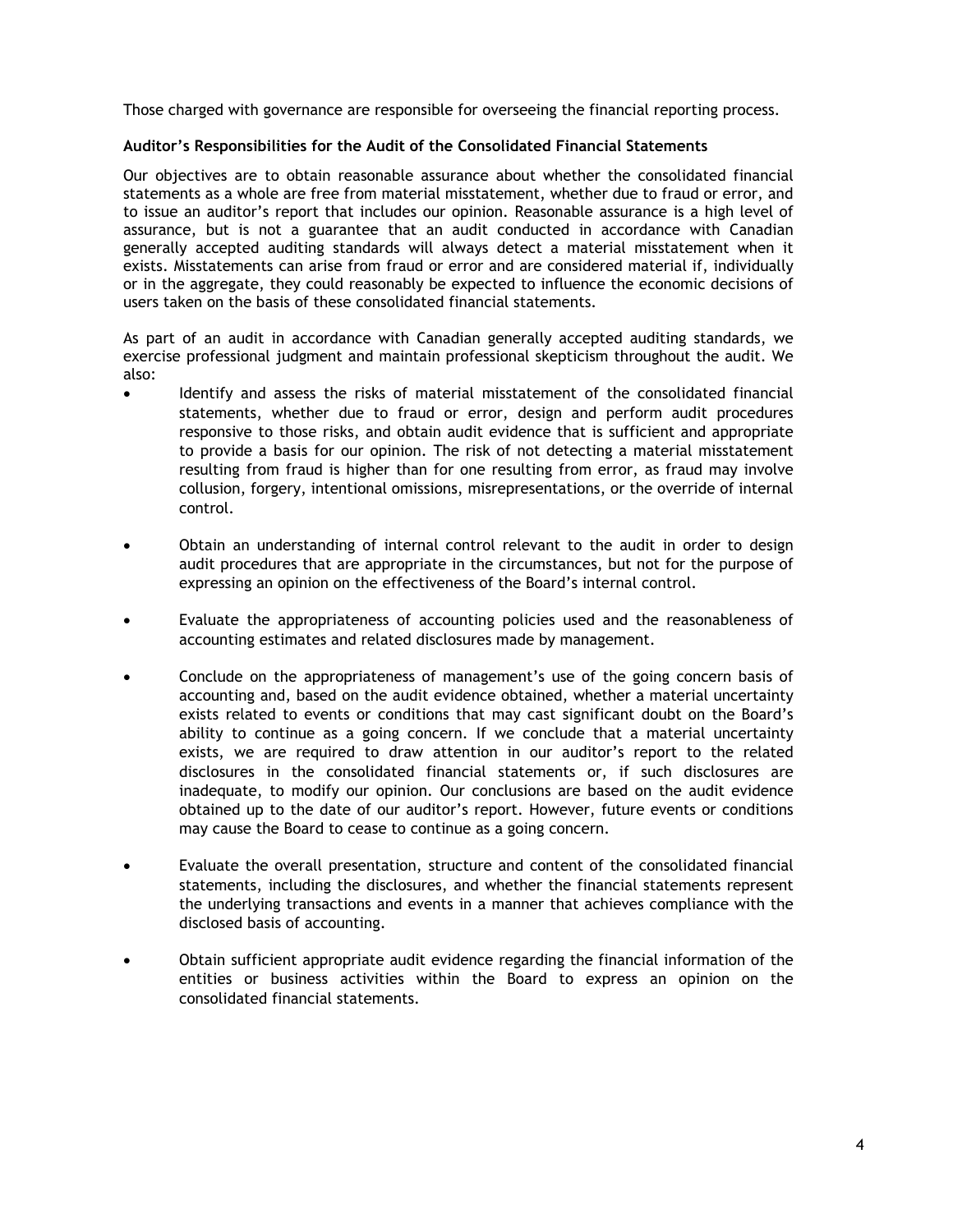Those charged with governance are responsible for overseeing the financial reporting process.

**Auditor's Responsibilities for the Audit of the Consolidated Financial Statements**

Our objectives are to obtain reasonable assurance about whether the consolidated financial statements as a whole are free from material misstatement, whether due to fraud or error, and to issue an auditor's report that includes our opinion. Reasonable assurance is a high level of assurance, but is not a guarantee that an audit conducted in accordance with Canadian generally accepted auditing standards will always detect a material misstatement when it exists. Misstatements can arise from fraud or error and are considered material if, individually or in the aggregate, they could reasonably be expected to influence the economic decisions of users taken on the basis of these consolidated financial statements.

As part of an audit in accordance with Canadian generally accepted auditing standards, we exercise professional judgment and maintain professional skepticism throughout the audit. We also:

- Identify and assess the risks of material misstatement of the consolidated financial statements, whether due to fraud or error, design and perform audit procedures responsive to those risks, and obtain audit evidence that is sufficient and appropriate to provide a basis for our opinion. The risk of not detecting a material misstatement resulting from fraud is higher than for one resulting from error, as fraud may involve collusion, forgery, intentional omissions, misrepresentations, or the override of internal control.

- Obtain an understanding of internal control relevant to the audit in order to design audit procedures that are appropriate in the circumstances, but not for the purpose of expressing an opinion on the effectiveness of the Board's internal control.

- Evaluate the appropriateness of accounting policies used and the reasonableness of accounting estimates and related disclosures made by management.

- Conclude on the appropriateness of management's use of the going concern basis of accounting and, based on the audit evidence obtained, whether a material uncertainty exists related to events or conditions that may cast significant doubt on the Board's ability to continue as a going concern. If we conclude that a material uncertainty exists, we are required to draw attention in our auditor's report to the related disclosures in the consolidated financial statements or, if such disclosures are inadequate, to modify our opinion. Our conclusions are based on the audit evidence obtained up to the date of our auditor's report. However, future events or conditions may cause the Board to cease to continue as a going concern.

- Evaluate the overall presentation, structure and content of the consolidated financial statements, including the disclosures, and whether the financial statements represent the underlying transactions and events in a manner that achieves compliance with the disclosed basis of accounting.

- Obtain sufficient appropriate audit evidence regarding the financial information of the entities or business activities within the Board to express an opinion on the consolidated financial statements.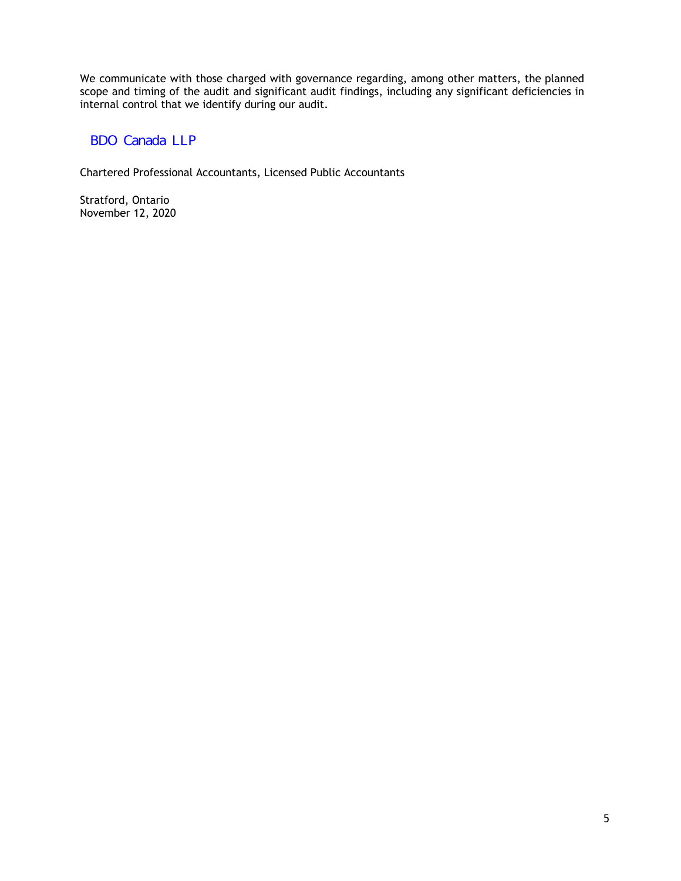We communicate with those charged with governance regarding, among other matters, the planned scope and timing of the audit and significant audit findings, including any significant deficiencies in internal control that we identify during our audit.

BDO Canada LLP

Chartered Professional Accountants, Licensed Public Accountants

Stratford, Ontario
November 12, 2020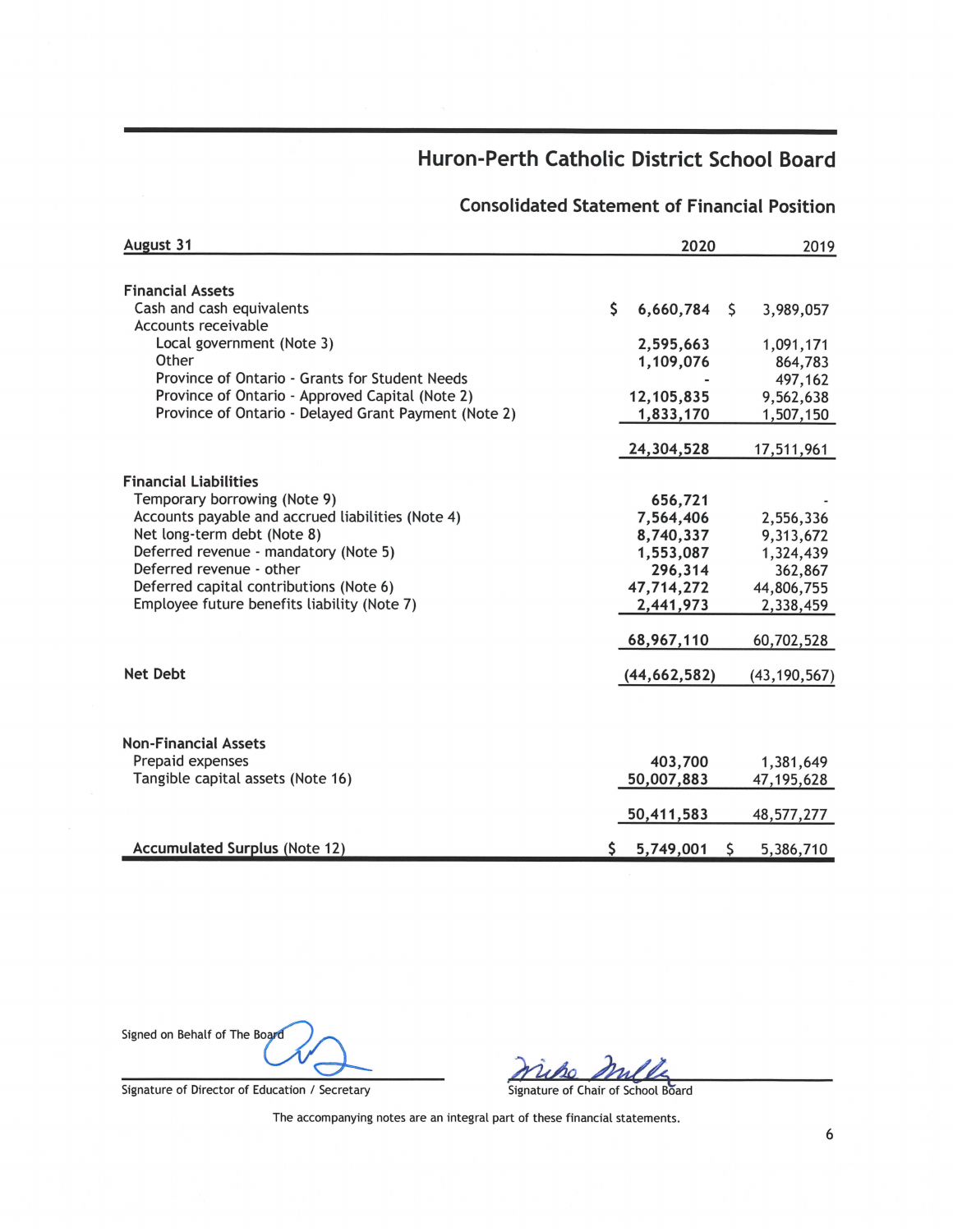# Huron-Perth Catholic District School Board

## Consolidated Statement of Financial Position

| August 31 | 2020 | 2019 |
|---|---|---|
| **Financial Assets** | | |
| Cash and cash equivalents | $ 6,660,784 | $ 3,989,057 |
| Accounts receivable | | |
| Local government (Note 3) | 2,595,663 | 1,091,171 |
| Other | 1,109,076 | 864,783 |
| Province of Ontario - Grants for Student Needs | - | 497,162 |
| Province of Ontario - Approved Capital (Note 2) | 12,105,835 | 9,562,638 |
| Province of Ontario - Delayed Grant Payment (Note 2) | 1,833,170 | 1,507,150 |
| | 24,304,528 | 17,511,961 |
| **Financial Liabilities** | | |
| Temporary borrowing (Note 9) | 656,721 | - |
| Accounts payable and accrued liabilities (Note 4) | 7,564,406 | 2,556,336 |
| Net long-term debt (Note 8) | 8,740,337 | 9,313,672 |
| Deferred revenue - mandatory (Note 5) | 1,553,087 | 1,324,439 |
| Deferred revenue - other | 296,314 | 362,867 |
| Deferred capital contributions (Note 6) | 47,714,272 | 44,806,755 |
| Employee future benefits liability (Note 7) | 2,441,973 | 2,338,459 |
| | 68,967,110 | 60,702,528 |
| **Net Debt** | (44,662,582) | (43,190,567) |
| **Non-Financial Assets** | | |
| Prepaid expenses | 403,700 | 1,381,649 |
| Tangible capital assets (Note 16) | 50,007,883 | 47,195,628 |
| | 50,411,583 | 48,577,277 |
| **Accumulated Surplus** (Note 12) | $ 5,749,001 | $ 5,386,710 |

Signed on Behalf of The Board

Signature of Director of Education / Secretary

Signature of Chair of School Board

The accompanying notes are an integral part of these financial statements.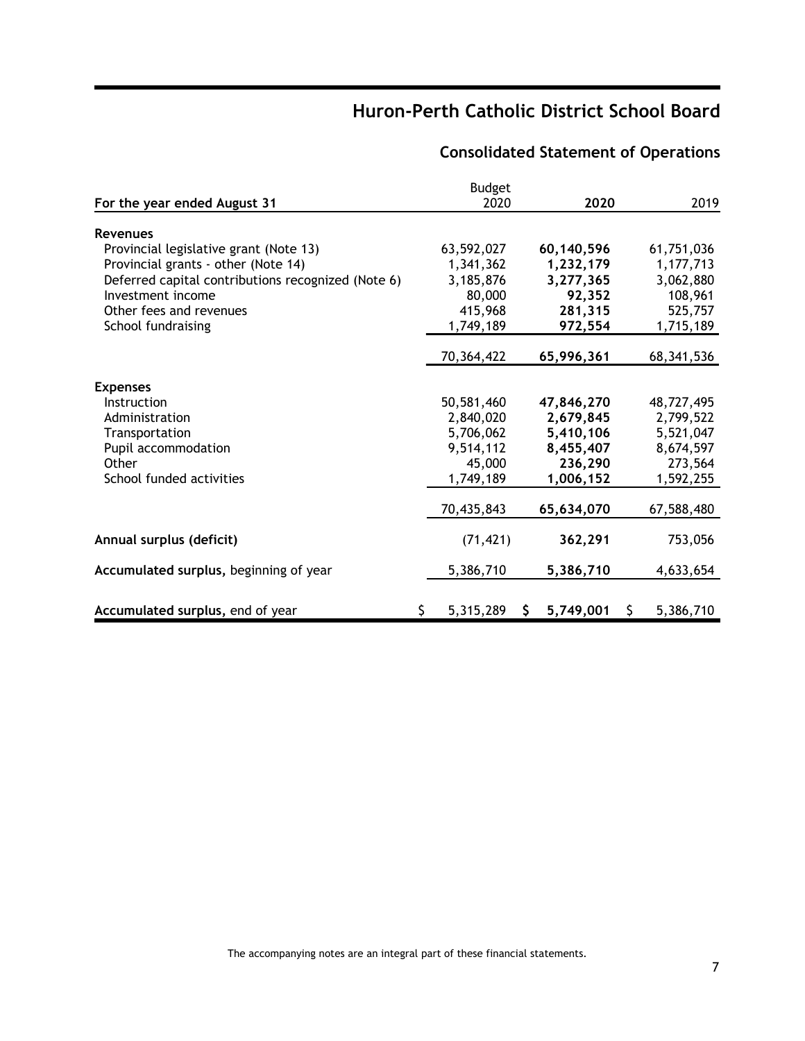# Huron-Perth Catholic District School Board

## Consolidated Statement of Operations

| For the year ended August 31 | Budget 2020 | 2020 | 2019 |
|---|---|---|---|
| **Revenues** | | | |
| Provincial legislative grant (Note 13) | 63,592,027 | **60,140,596** | 61,751,036 |
| Provincial grants - other (Note 14) | 1,341,362 | **1,232,179** | 1,177,713 |
| Deferred capital contributions recognized (Note 6) | 3,185,876 | **3,277,365** | 3,062,880 |
| Investment income | 80,000 | **92,352** | 108,961 |
| Other fees and revenues | 415,968 | **281,315** | 525,757 |
| School fundraising | 1,749,189 | **972,554** | 1,715,189 |
| | 70,364,422 | **65,996,361** | 68,341,536 |
| **Expenses** | | | |
| Instruction | 50,581,460 | **47,846,270** | 48,727,495 |
| Administration | 2,840,020 | **2,679,845** | 2,799,522 |
| Transportation | 5,706,062 | **5,410,106** | 5,521,047 |
| Pupil accommodation | 9,514,112 | **8,455,407** | 8,674,597 |
| Other | 45,000 | **236,290** | 273,564 |
| School funded activities | 1,749,189 | **1,006,152** | 1,592,255 |
| | 70,435,843 | **65,634,070** | 67,588,480 |
| **Annual surplus (deficit)** | (71,421) | **362,291** | 753,056 |
| **Accumulated surplus,** beginning of year | 5,386,710 | **5,386,710** | 4,633,654 |
| **Accumulated surplus,** end of year | $ 5,315,289 | **$ 5,749,001** | $ 5,386,710 |

The accompanying notes are an integral part of these financial statements.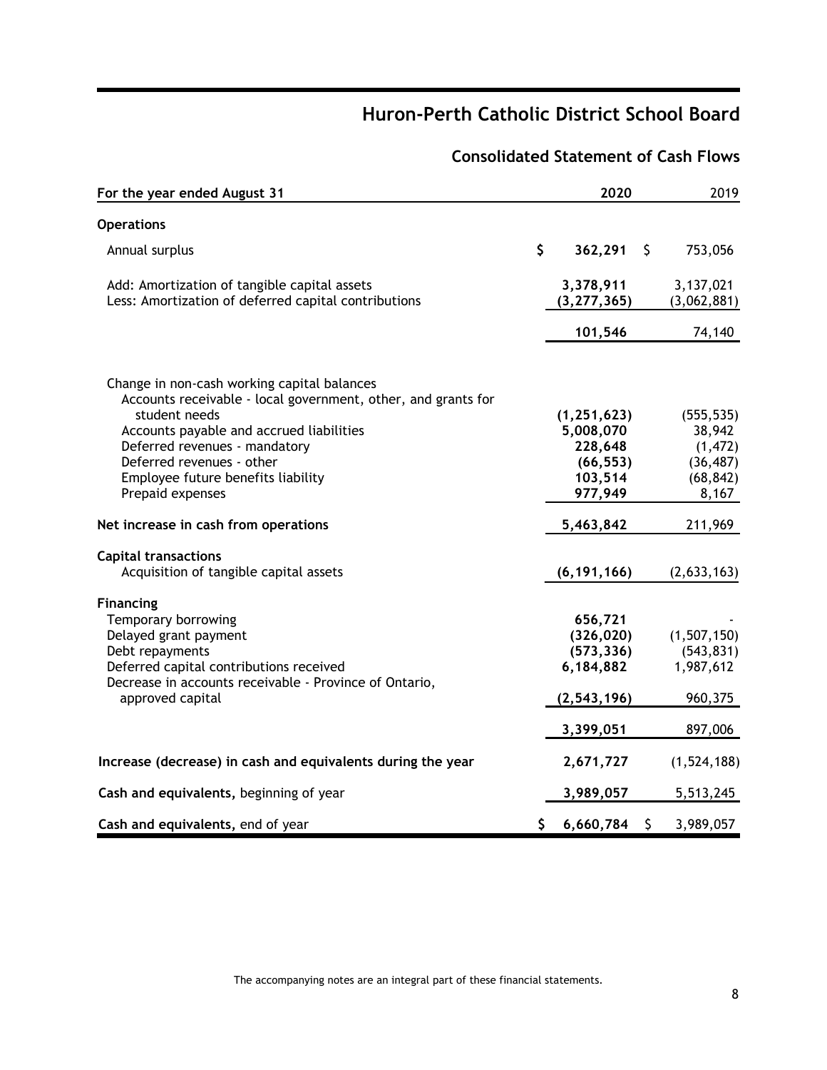# Huron-Perth Catholic District School Board

## Consolidated Statement of Cash Flows

| For the year ended August 31 | 2020 | 2019 |
|---|---|---|
| **Operations** | | |
| Annual surplus | $ **362,291** | $ 753,056 |
| Add: Amortization of tangible capital assets | **3,378,911** | 3,137,021 |
| Less: Amortization of deferred capital contributions | **(3,277,365)** | (3,062,881) |
| | **101,546** | 74,140 |
| Change in non-cash working capital balances | | |
| Accounts receivable - local government, other, and grants for student needs | **(1,251,623)** | (555,535) |
| Accounts payable and accrued liabilities | **5,008,070** | 38,942 |
| Deferred revenues - mandatory | **228,648** | (1,472) |
| Deferred revenues - other | **(66,553)** | (36,487) |
| Employee future benefits liability | **103,514** | (68,842) |
| Prepaid expenses | **977,949** | 8,167 |
| **Net increase in cash from operations** | **5,463,842** | 211,969 |
| **Capital transactions** | | |
| Acquisition of tangible capital assets | **(6,191,166)** | (2,633,163) |
| **Financing** | | |
| Temporary borrowing | **656,721** | - |
| Delayed grant payment | **(326,020)** | (1,507,150) |
| Debt repayments | **(573,336)** | (543,831) |
| Deferred capital contributions received | **6,184,882** | 1,987,612 |
| Decrease in accounts receivable - Province of Ontario, approved capital | **(2,543,196)** | 960,375 |
| | **3,399,051** | 897,006 |
| **Increase (decrease) in cash and equivalents during the year** | **2,671,727** | (1,524,188) |
| **Cash and equivalents,** beginning of year | **3,989,057** | 5,513,245 |
| **Cash and equivalents,** end of year | $ **6,660,784** | $ 3,989,057 |

The accompanying notes are an integral part of these financial statements.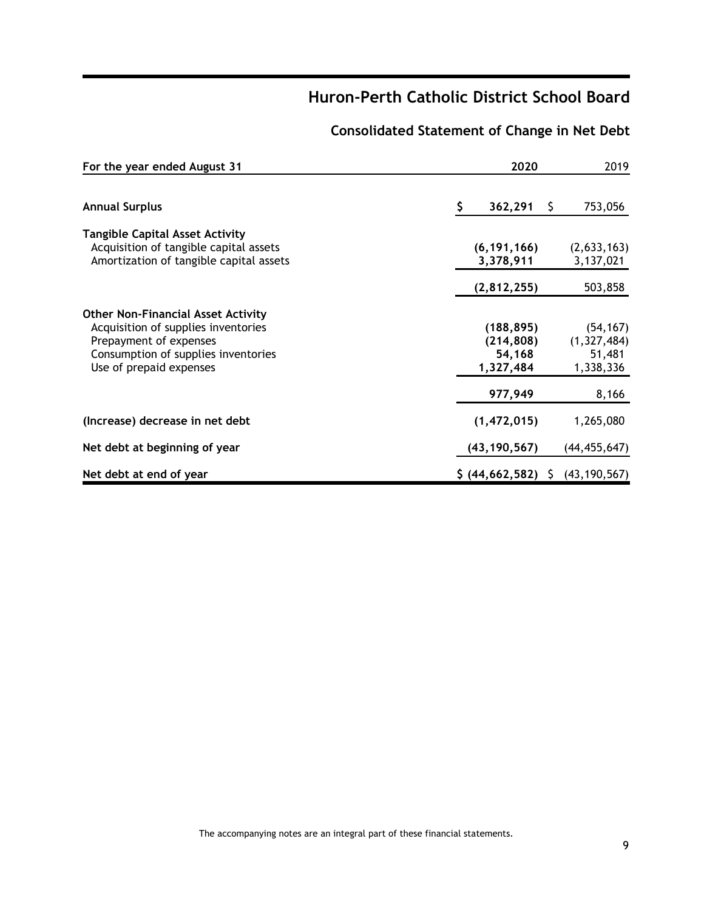# Huron-Perth Catholic District School Board

## Consolidated Statement of Change in Net Debt

| For the year ended August 31 | 2020 | 2019 |
|---|---|---|
| **Annual Surplus** | **$ 362,291** | $ 753,056 |
| **Tangible Capital Asset Activity** | | |
| Acquisition of tangible capital assets | **(6,191,166)** | (2,633,163) |
| Amortization of tangible capital assets | **3,378,911** | 3,137,021 |
| | **(2,812,255)** | 503,858 |
| **Other Non-Financial Asset Activity** | | |
| Acquisition of supplies inventories | **(188,895)** | (54,167) |
| Prepayment of expenses | **(214,808)** | (1,327,484) |
| Consumption of supplies inventories | **54,168** | 51,481 |
| Use of prepaid expenses | **1,327,484** | 1,338,336 |
| | **977,949** | 8,166 |
| **(Increase) decrease in net debt** | **(1,472,015)** | 1,265,080 |
| **Net debt at beginning of year** | **(43,190,567)** | (44,455,647) |
| **Net debt at end of year** | **$ (44,662,582)** | $ (43,190,567) |

The accompanying notes are an integral part of these financial statements.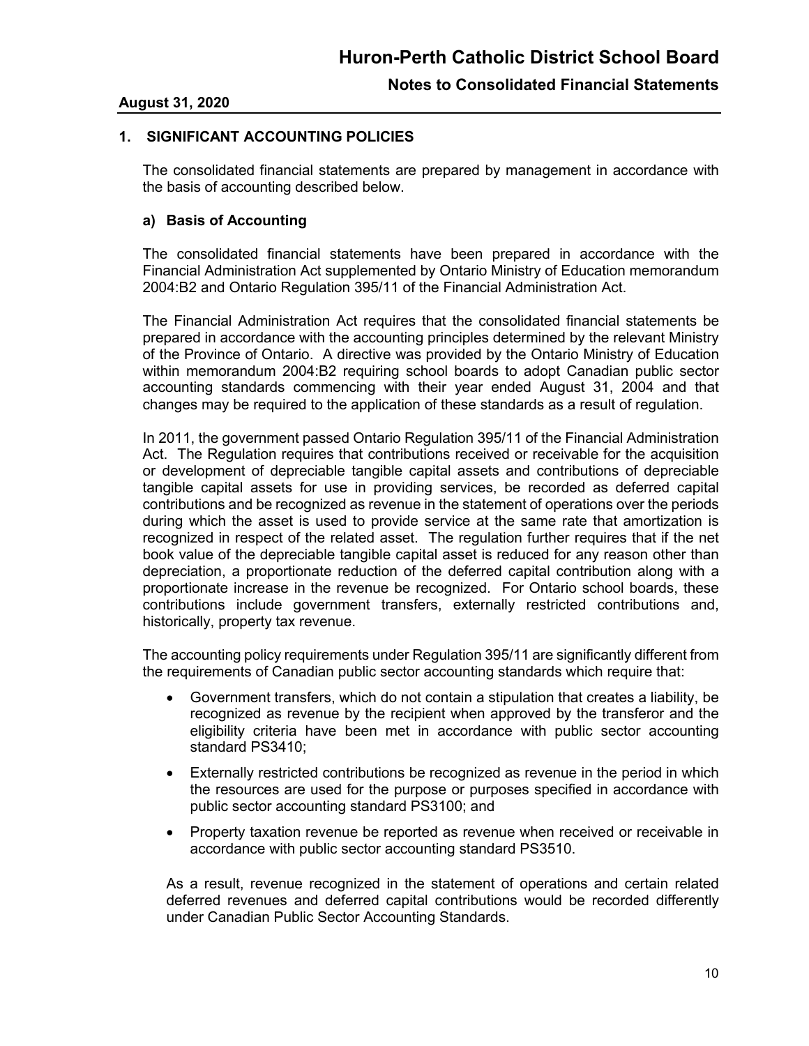## 1. SIGNIFICANT ACCOUNTING POLICIES

The consolidated financial statements are prepared by management in accordance with the basis of accounting described below.

### a) Basis of Accounting

The consolidated financial statements have been prepared in accordance with the Financial Administration Act supplemented by Ontario Ministry of Education memorandum 2004:B2 and Ontario Regulation 395/11 of the Financial Administration Act.

The Financial Administration Act requires that the consolidated financial statements be prepared in accordance with the accounting principles determined by the relevant Ministry of the Province of Ontario. A directive was provided by the Ontario Ministry of Education within memorandum 2004:B2 requiring school boards to adopt Canadian public sector accounting standards commencing with their year ended August 31, 2004 and that changes may be required to the application of these standards as a result of regulation.

In 2011, the government passed Ontario Regulation 395/11 of the Financial Administration Act. The Regulation requires that contributions received or receivable for the acquisition or development of depreciable tangible capital assets and contributions of depreciable tangible capital assets for use in providing services, be recorded as deferred capital contributions and be recognized as revenue in the statement of operations over the periods during which the asset is used to provide service at the same rate that amortization is recognized in respect of the related asset. The regulation further requires that if the net book value of the depreciable tangible capital asset is reduced for any reason other than depreciation, a proportionate reduction of the deferred capital contribution along with a proportionate increase in the revenue be recognized. For Ontario school boards, these contributions include government transfers, externally restricted contributions and, historically, property tax revenue.

The accounting policy requirements under Regulation 395/11 are significantly different from the requirements of Canadian public sector accounting standards which require that:

- Government transfers, which do not contain a stipulation that creates a liability, be recognized as revenue by the recipient when approved by the transferor and the eligibility criteria have been met in accordance with public sector accounting standard PS3410;
- Externally restricted contributions be recognized as revenue in the period in which the resources are used for the purpose or purposes specified in accordance with public sector accounting standard PS3100; and
- Property taxation revenue be reported as revenue when received or receivable in accordance with public sector accounting standard PS3510.

As a result, revenue recognized in the statement of operations and certain related deferred revenues and deferred capital contributions would be recorded differently under Canadian Public Sector Accounting Standards.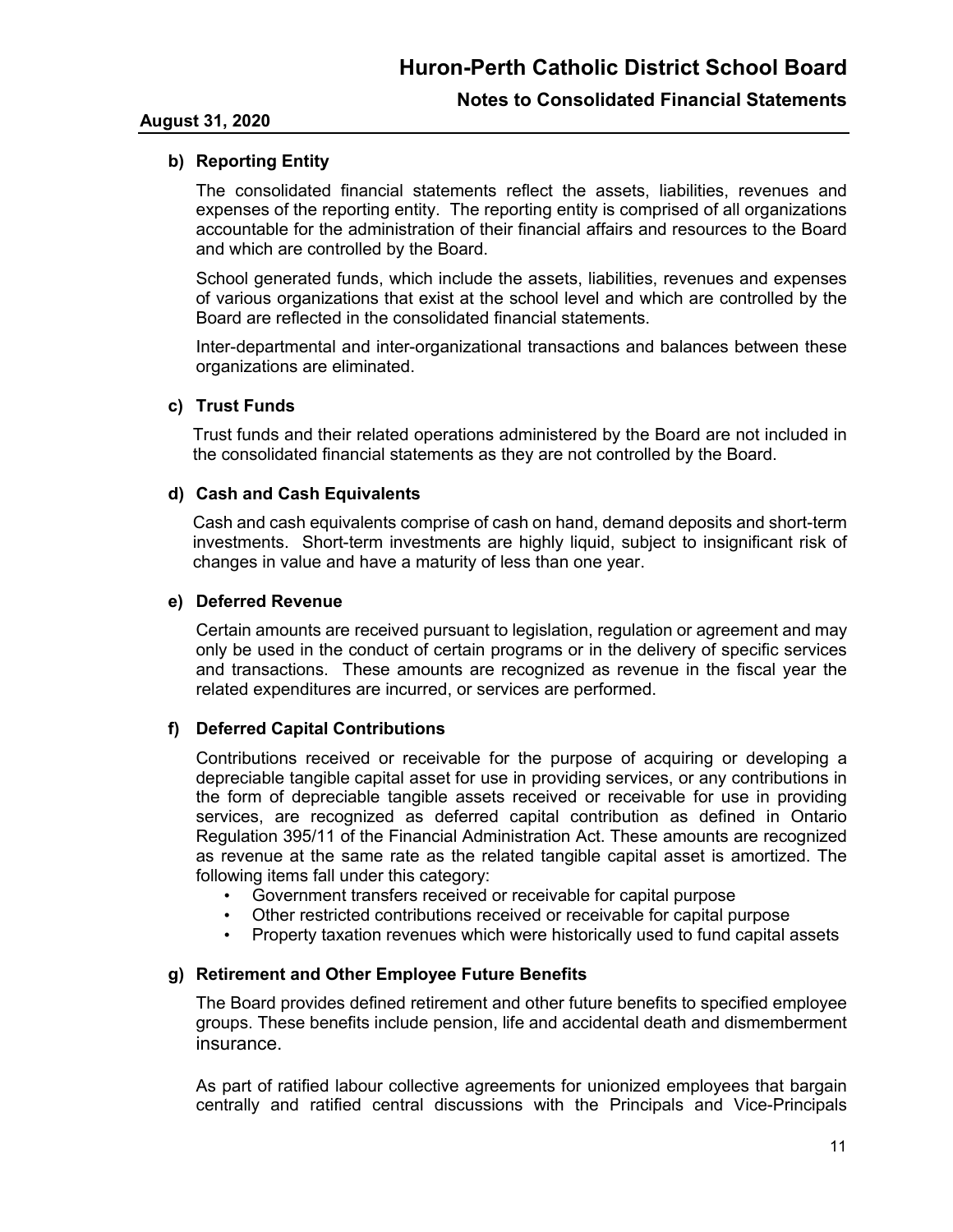### b) Reporting Entity

The consolidated financial statements reflect the assets, liabilities, revenues and expenses of the reporting entity. The reporting entity is comprised of all organizations accountable for the administration of their financial affairs and resources to the Board and which are controlled by the Board.

School generated funds, which include the assets, liabilities, revenues and expenses of various organizations that exist at the school level and which are controlled by the Board are reflected in the consolidated financial statements.

Inter-departmental and inter-organizational transactions and balances between these organizations are eliminated.

### c) Trust Funds

Trust funds and their related operations administered by the Board are not included in the consolidated financial statements as they are not controlled by the Board.

### d) Cash and Cash Equivalents

Cash and cash equivalents comprise of cash on hand, demand deposits and short-term investments. Short-term investments are highly liquid, subject to insignificant risk of changes in value and have a maturity of less than one year.

### e) Deferred Revenue

Certain amounts are received pursuant to legislation, regulation or agreement and may only be used in the conduct of certain programs or in the delivery of specific services and transactions. These amounts are recognized as revenue in the fiscal year the related expenditures are incurred, or services are performed.

### f) Deferred Capital Contributions

Contributions received or receivable for the purpose of acquiring or developing a depreciable tangible capital asset for use in providing services, or any contributions in the form of depreciable tangible assets received or receivable for use in providing services, are recognized as deferred capital contribution as defined in Ontario Regulation 395/11 of the Financial Administration Act. These amounts are recognized as revenue at the same rate as the related tangible capital asset is amortized. The following items fall under this category:

- Government transfers received or receivable for capital purpose
- Other restricted contributions received or receivable for capital purpose
- Property taxation revenues which were historically used to fund capital assets

### g) Retirement and Other Employee Future Benefits

The Board provides defined retirement and other future benefits to specified employee groups. These benefits include pension, life and accidental death and dismemberment insurance.

As part of ratified labour collective agreements for unionized employees that bargain centrally and ratified central discussions with the Principals and Vice-Principals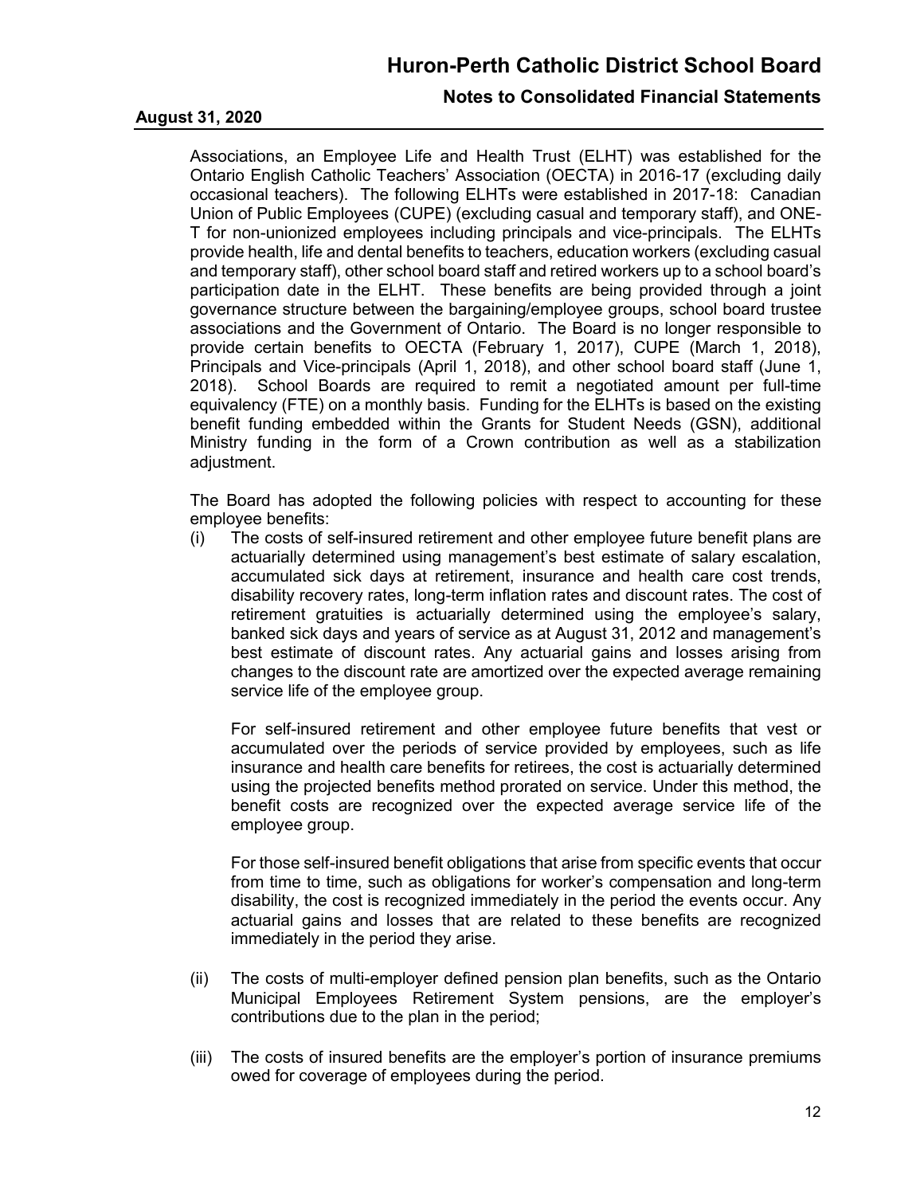Associations, an Employee Life and Health Trust (ELHT) was established for the Ontario English Catholic Teachers' Association (OECTA) in 2016-17 (excluding daily occasional teachers). The following ELHTs were established in 2017-18: Canadian Union of Public Employees (CUPE) (excluding casual and temporary staff), and ONE-T for non-unionized employees including principals and vice-principals. The ELHTs provide health, life and dental benefits to teachers, education workers (excluding casual and temporary staff), other school board staff and retired workers up to a school board's participation date in the ELHT. These benefits are being provided through a joint governance structure between the bargaining/employee groups, school board trustee associations and the Government of Ontario. The Board is no longer responsible to provide certain benefits to OECTA (February 1, 2017), CUPE (March 1, 2018), Principals and Vice-principals (April 1, 2018), and other school board staff (June 1, 2018). School Boards are required to remit a negotiated amount per full-time equivalency (FTE) on a monthly basis. Funding for the ELHTs is based on the existing benefit funding embedded within the Grants for Student Needs (GSN), additional Ministry funding in the form of a Crown contribution as well as a stabilization adjustment.

The Board has adopted the following policies with respect to accounting for these employee benefits:

(i) The costs of self-insured retirement and other employee future benefit plans are actuarially determined using management's best estimate of salary escalation, accumulated sick days at retirement, insurance and health care cost trends, disability recovery rates, long-term inflation rates and discount rates. The cost of retirement gratuities is actuarially determined using the employee's salary, banked sick days and years of service as at August 31, 2012 and management's best estimate of discount rates. Any actuarial gains and losses arising from changes to the discount rate are amortized over the expected average remaining service life of the employee group.

For self-insured retirement and other employee future benefits that vest or accumulated over the periods of service provided by employees, such as life insurance and health care benefits for retirees, the cost is actuarially determined using the projected benefits method prorated on service. Under this method, the benefit costs are recognized over the expected average service life of the employee group.

For those self-insured benefit obligations that arise from specific events that occur from time to time, such as obligations for worker's compensation and long-term disability, the cost is recognized immediately in the period the events occur. Any actuarial gains and losses that are related to these benefits are recognized immediately in the period they arise.

(ii) The costs of multi-employer defined pension plan benefits, such as the Ontario Municipal Employees Retirement System pensions, are the employer's contributions due to the plan in the period;

(iii) The costs of insured benefits are the employer's portion of insurance premiums owed for coverage of employees during the period.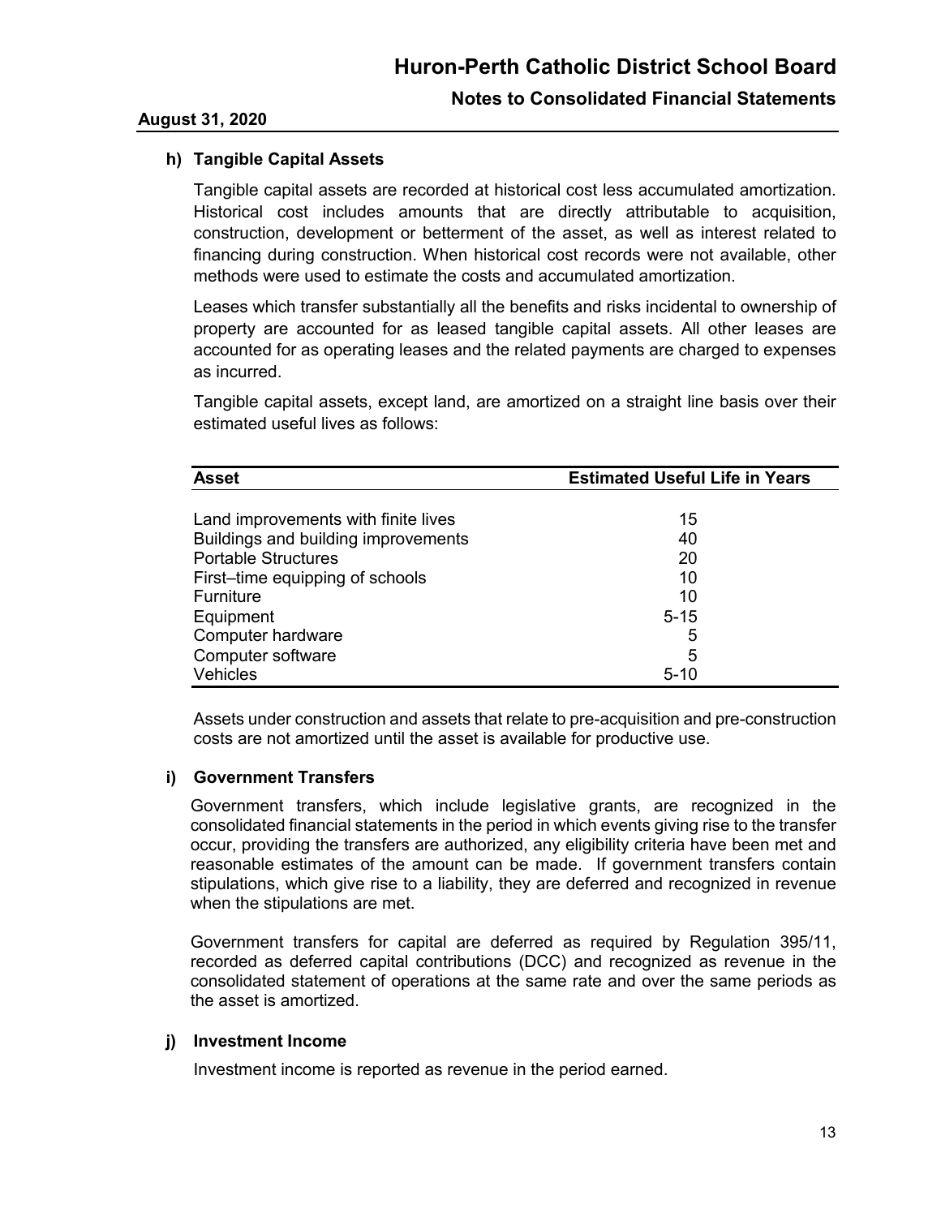### h) Tangible Capital Assets

Tangible capital assets are recorded at historical cost less accumulated amortization. Historical cost includes amounts that are directly attributable to acquisition, construction, development or betterment of the asset, as well as interest related to financing during construction. When historical cost records were not available, other methods were used to estimate the costs and accumulated amortization.

Leases which transfer substantially all the benefits and risks incidental to ownership of property are accounted for as leased tangible capital assets. All other leases are accounted for as operating leases and the related payments are charged to expenses as incurred.

Tangible capital assets, except land, are amortized on a straight line basis over their estimated useful lives as follows:

| Asset | Estimated Useful Life in Years |
| --- | --- |
| Land improvements with finite lives | 15 |
| Buildings and building improvements | 40 |
| Portable Structures | 20 |
| First–time equipping of schools | 10 |
| Furniture | 10 |
| Equipment | 5-15 |
| Computer hardware | 5 |
| Computer software | 5 |
| Vehicles | 5-10 |

Assets under construction and assets that relate to pre-acquisition and pre-construction costs are not amortized until the asset is available for productive use.

### i) Government Transfers

Government transfers, which include legislative grants, are recognized in the consolidated financial statements in the period in which events giving rise to the transfer occur, providing the transfers are authorized, any eligibility criteria have been met and reasonable estimates of the amount can be made. If government transfers contain stipulations, which give rise to a liability, they are deferred and recognized in revenue when the stipulations are met.

Government transfers for capital are deferred as required by Regulation 395/11, recorded as deferred capital contributions (DCC) and recognized as revenue in the consolidated statement of operations at the same rate and over the same periods as the asset is amortized.

### j) Investment Income

Investment income is reported as revenue in the period earned.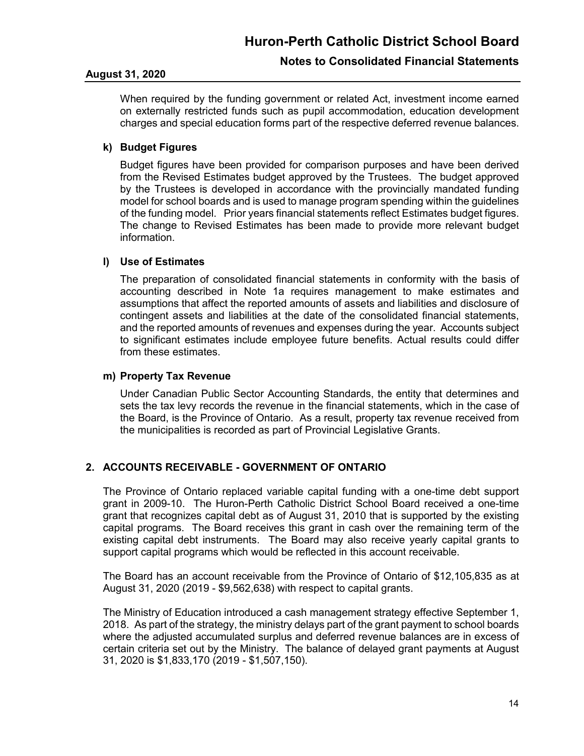When required by the funding government or related Act, investment income earned on externally restricted funds such as pupil accommodation, education development charges and special education forms part of the respective deferred revenue balances.

### k) Budget Figures

Budget figures have been provided for comparison purposes and have been derived from the Revised Estimates budget approved by the Trustees. The budget approved by the Trustees is developed in accordance with the provincially mandated funding model for school boards and is used to manage program spending within the guidelines of the funding model. Prior years financial statements reflect Estimates budget figures. The change to Revised Estimates has been made to provide more relevant budget information.

### l) Use of Estimates

The preparation of consolidated financial statements in conformity with the basis of accounting described in Note 1a requires management to make estimates and assumptions that affect the reported amounts of assets and liabilities and disclosure of contingent assets and liabilities at the date of the consolidated financial statements, and the reported amounts of revenues and expenses during the year. Accounts subject to significant estimates include employee future benefits. Actual results could differ from these estimates.

### m) Property Tax Revenue

Under Canadian Public Sector Accounting Standards, the entity that determines and sets the tax levy records the revenue in the financial statements, which in the case of the Board, is the Province of Ontario. As a result, property tax revenue received from the municipalities is recorded as part of Provincial Legislative Grants.

## 2. ACCOUNTS RECEIVABLE - GOVERNMENT OF ONTARIO

The Province of Ontario replaced variable capital funding with a one-time debt support grant in 2009-10. The Huron-Perth Catholic District School Board received a one-time grant that recognizes capital debt as of August 31, 2010 that is supported by the existing capital programs. The Board receives this grant in cash over the remaining term of the existing capital debt instruments. The Board may also receive yearly capital grants to support capital programs which would be reflected in this account receivable.

The Board has an account receivable from the Province of Ontario of $12,105,835 as at August 31, 2020 (2019 - $9,562,638) with respect to capital grants.

The Ministry of Education introduced a cash management strategy effective September 1, 2018. As part of the strategy, the ministry delays part of the grant payment to school boards where the adjusted accumulated surplus and deferred revenue balances are in excess of certain criteria set out by the Ministry. The balance of delayed grant payments at August 31, 2020 is $1,833,170 (2019 - $1,507,150).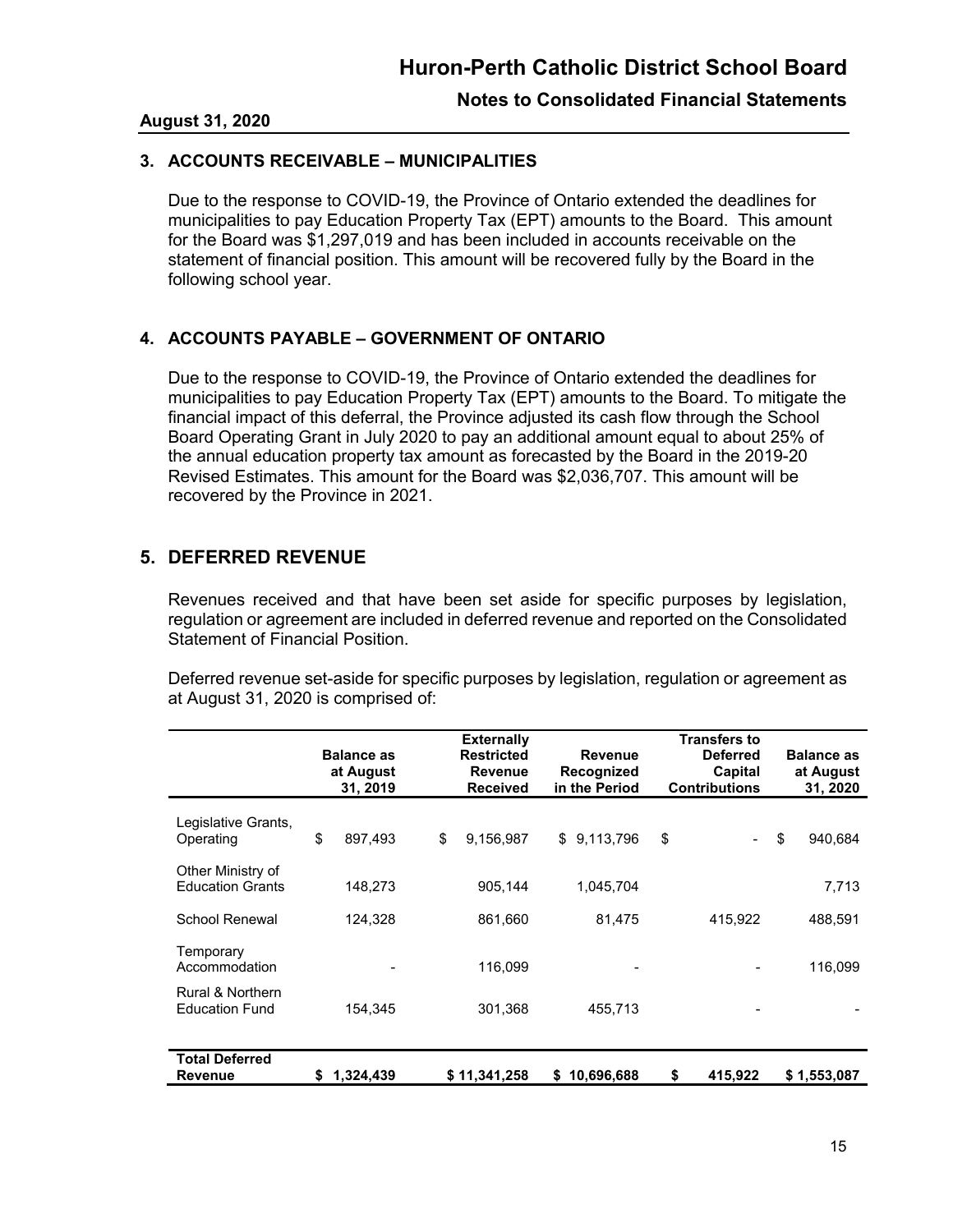### 3. ACCOUNTS RECEIVABLE – MUNICIPALITIES

Due to the response to COVID-19, the Province of Ontario extended the deadlines for municipalities to pay Education Property Tax (EPT) amounts to the Board. This amount for the Board was $1,297,019 and has been included in accounts receivable on the statement of financial position. This amount will be recovered fully by the Board in the following school year.

### 4. ACCOUNTS PAYABLE – GOVERNMENT OF ONTARIO

Due to the response to COVID-19, the Province of Ontario extended the deadlines for municipalities to pay Education Property Tax (EPT) amounts to the Board. To mitigate the financial impact of this deferral, the Province adjusted its cash flow through the School Board Operating Grant in July 2020 to pay an additional amount equal to about 25% of the annual education property tax amount as forecasted by the Board in the 2019-20 Revised Estimates. This amount for the Board was $2,036,707. This amount will be recovered by the Province in 2021.

## 5. DEFERRED REVENUE

Revenues received and that have been set aside for specific purposes by legislation, regulation or agreement are included in deferred revenue and reported on the Consolidated Statement of Financial Position.

Deferred revenue set-aside for specific purposes by legislation, regulation or agreement as at August 31, 2020 is comprised of:

| | Balance as at August 31, 2019 | Externally Restricted Revenue Received | Revenue Recognized in the Period | Transfers to Deferred Capital Contributions | Balance as at August 31, 2020 |
|---|---|---|---|---|---|
| Legislative Grants, Operating | $ 897,493 | $ 9,156,987 | $ 9,113,796 | $ - | $ 940,684 |
| Other Ministry of Education Grants | 148,273 | 905,144 | 1,045,704 | | 7,713 |
| School Renewal | 124,328 | 861,660 | 81,475 | 415,922 | 488,591 |
| Temporary Accommodation | - | 116,099 | - | - | 116,099 |
| Rural & Northern Education Fund | 154,345 | 301,368 | 455,713 | - | - |
| **Total Deferred Revenue** | **$ 1,324,439** | **$ 11,341,258** | **$ 10,696,688** | **$ 415,922** | **$ 1,553,087** |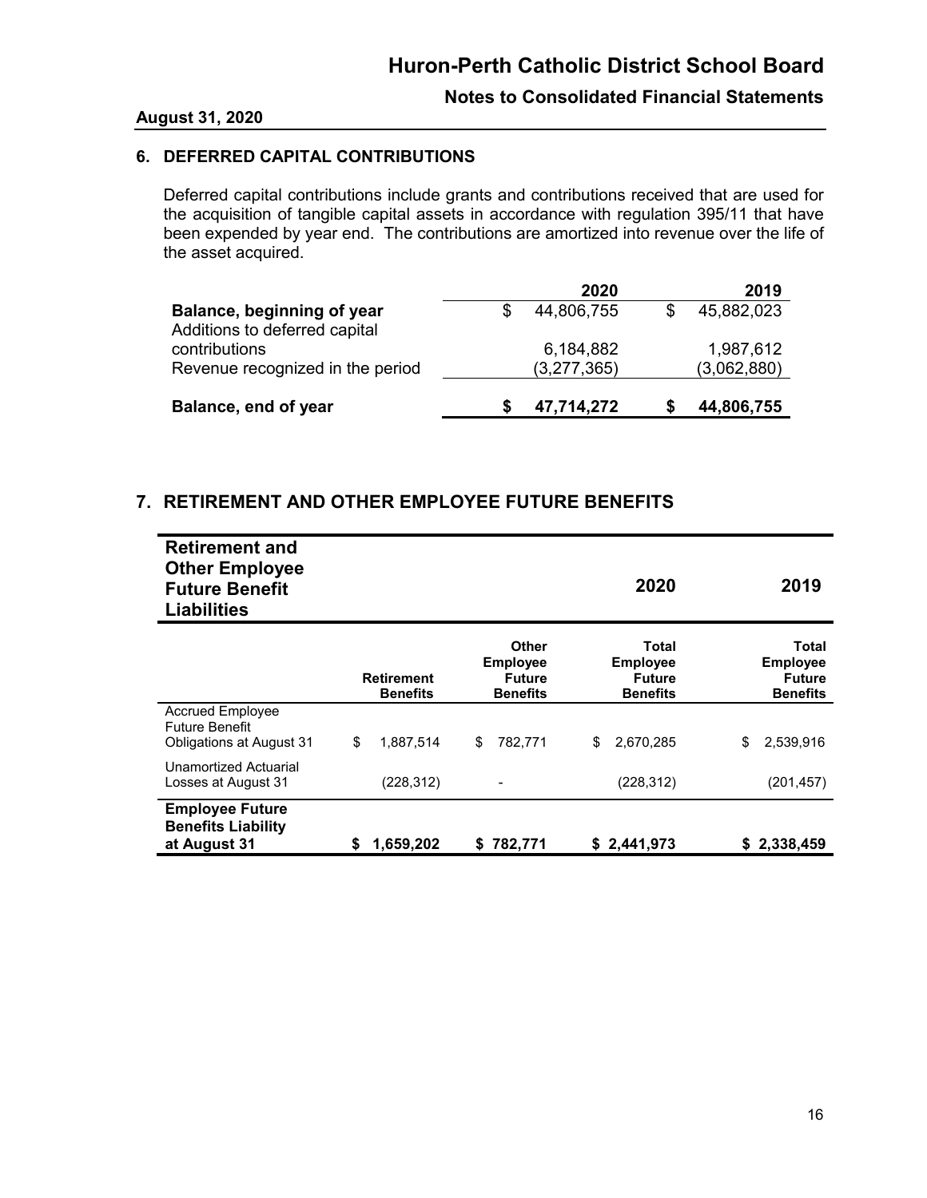## 6. DEFERRED CAPITAL CONTRIBUTIONS

Deferred capital contributions include grants and contributions received that are used for the acquisition of tangible capital assets in accordance with regulation 395/11 that have been expended by year end. The contributions are amortized into revenue over the life of the asset acquired.

| | 2020 | 2019 |
|---|---|---|
| **Balance, beginning of year** | $ 44,806,755 | $ 45,882,023 |
| Additions to deferred capital contributions | 6,184,882 | 1,987,612 |
| Revenue recognized in the period | (3,277,365) | (3,062,880) |
| **Balance, end of year** | **$ 47,714,272** | **$ 44,806,755** |

## 7. RETIREMENT AND OTHER EMPLOYEE FUTURE BENEFITS

| **Retirement and Other Employee Future Benefit Liabilities** | | | **2020** | **2019** |
|---|---|---|---|---|
| | **Retirement Benefits** | **Other Employee Future Benefits** | **Total Employee Future Benefits** | **Total Employee Future Benefits** |
| Accrued Employee Future Benefit Obligations at August 31 | $ 1,887,514 | $ 782,771 | $ 2,670,285 | $ 2,539,916 |
| Unamortized Actuarial Losses at August 31 | (228,312) | - | (228,312) | (201,457) |
| **Employee Future Benefits Liability at August 31** | **$ 1,659,202** | **$ 782,771** | **$ 2,441,973** | **$ 2,338,459** |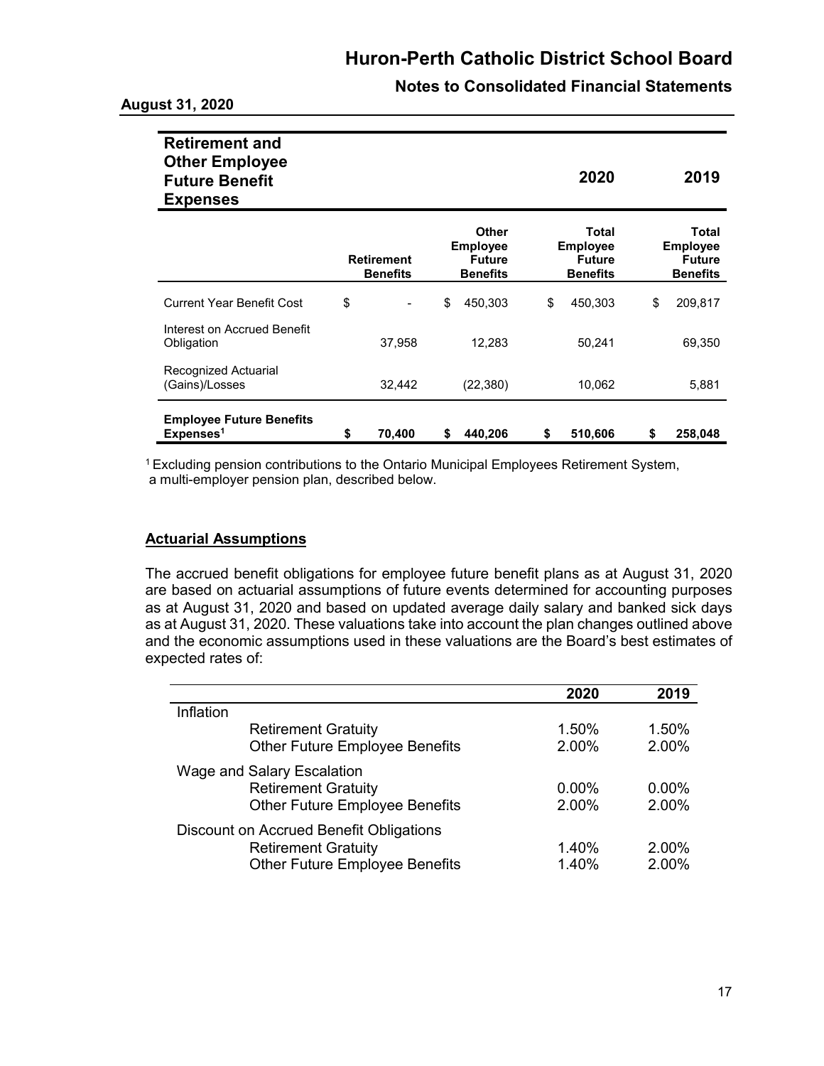**Retirement and Other Employee Future Benefit Expenses**

| | Retirement Benefits | Other Employee Future Benefits | Total Employee Future Benefits 2020 | Total Employee Future Benefits 2019 |
|---|---|---|---|---|
| Current Year Benefit Cost | $ - | $ 450,303 | $ 450,303 | $ 209,817 |
| Interest on Accrued Benefit Obligation | 37,958 | 12,283 | 50,241 | 69,350 |
| Recognized Actuarial (Gains)/Losses | 32,442 | (22,380) | 10,062 | 5,881 |
| **Employee Future Benefits Expenses[1]** | **$ 70,400** | **$ 440,206** | **$ 510,606** | **$ 258,048** |

[1] Excluding pension contributions to the Ontario Municipal Employees Retirement System, a multi-employer pension plan, described below.

## Actuarial Assumptions

The accrued benefit obligations for employee future benefit plans as at August 31, 2020 are based on actuarial assumptions of future events determined for accounting purposes as at August 31, 2020 and based on updated average daily salary and banked sick days as at August 31, 2020. These valuations take into account the plan changes outlined above and the economic assumptions used in these valuations are the Board's best estimates of expected rates of:

| | 2020 | 2019 |
|---|---|---|
| Inflation | | |
| Retirement Gratuity | 1.50% | 1.50% |
| Other Future Employee Benefits | 2.00% | 2.00% |
| Wage and Salary Escalation | | |
| Retirement Gratuity | 0.00% | 0.00% |
| Other Future Employee Benefits | 2.00% | 2.00% |
| Discount on Accrued Benefit Obligations | | |
| Retirement Gratuity | 1.40% | 2.00% |
| Other Future Employee Benefits | 1.40% | 2.00% |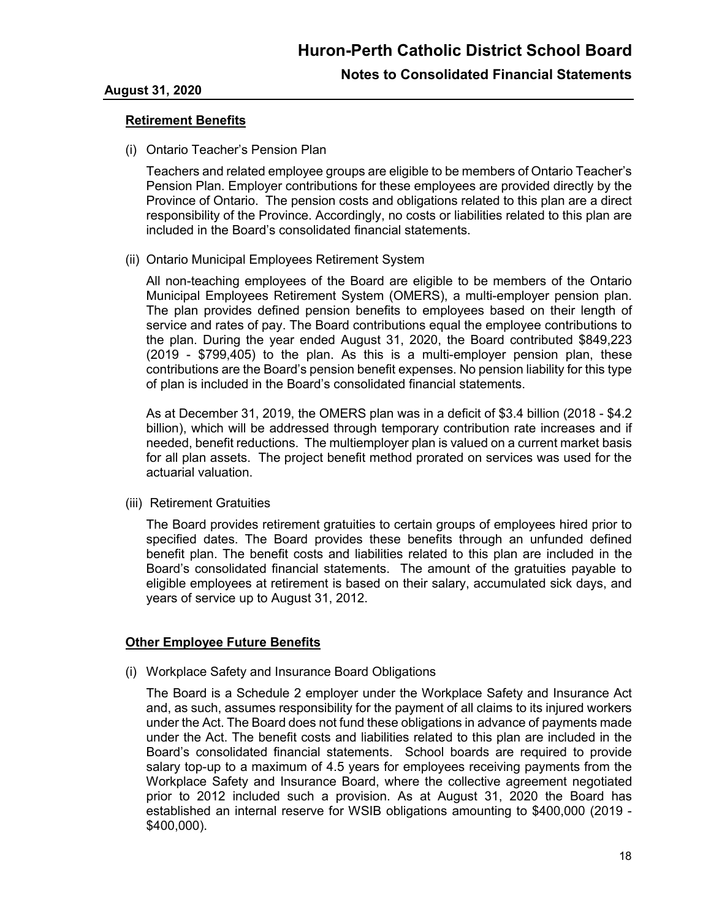**Retirement Benefits**

(i) Ontario Teacher's Pension Plan

Teachers and related employee groups are eligible to be members of Ontario Teacher's Pension Plan. Employer contributions for these employees are provided directly by the Province of Ontario. The pension costs and obligations related to this plan are a direct responsibility of the Province. Accordingly, no costs or liabilities related to this plan are included in the Board's consolidated financial statements.

(ii) Ontario Municipal Employees Retirement System

All non-teaching employees of the Board are eligible to be members of the Ontario Municipal Employees Retirement System (OMERS), a multi-employer pension plan. The plan provides defined pension benefits to employees based on their length of service and rates of pay. The Board contributions equal the employee contributions to the plan. During the year ended August 31, 2020, the Board contributed $849,223 (2019 - $799,405) to the plan. As this is a multi-employer pension plan, these contributions are the Board's pension benefit expenses. No pension liability for this type of plan is included in the Board's consolidated financial statements.

As at December 31, 2019, the OMERS plan was in a deficit of $3.4 billion (2018 - $4.2 billion), which will be addressed through temporary contribution rate increases and if needed, benefit reductions. The multiemployer plan is valued on a current market basis for all plan assets. The project benefit method prorated on services was used for the actuarial valuation.

(iii) Retirement Gratuities

The Board provides retirement gratuities to certain groups of employees hired prior to specified dates. The Board provides these benefits through an unfunded defined benefit plan. The benefit costs and liabilities related to this plan are included in the Board's consolidated financial statements. The amount of the gratuities payable to eligible employees at retirement is based on their salary, accumulated sick days, and years of service up to August 31, 2012.

**Other Employee Future Benefits**

(i) Workplace Safety and Insurance Board Obligations

The Board is a Schedule 2 employer under the Workplace Safety and Insurance Act and, as such, assumes responsibility for the payment of all claims to its injured workers under the Act. The Board does not fund these obligations in advance of payments made under the Act. The benefit costs and liabilities related to this plan are included in the Board's consolidated financial statements. School boards are required to provide salary top-up to a maximum of 4.5 years for employees receiving payments from the Workplace Safety and Insurance Board, where the collective agreement negotiated prior to 2012 included such a provision. As at August 31, 2020 the Board has established an internal reserve for WSIB obligations amounting to $400,000 (2019 - $400,000).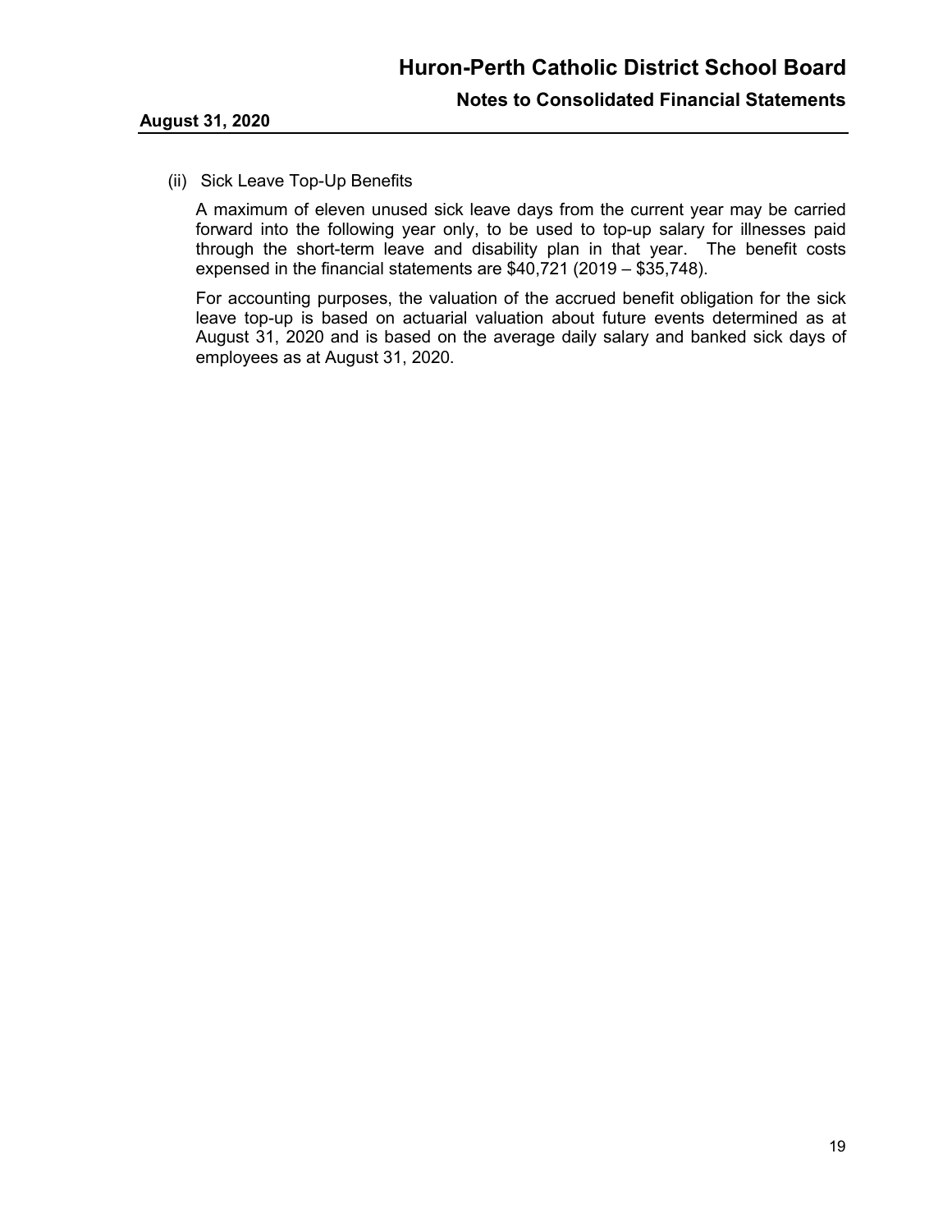(ii) Sick Leave Top-Up Benefits

A maximum of eleven unused sick leave days from the current year may be carried forward into the following year only, to be used to top-up salary for illnesses paid through the short-term leave and disability plan in that year. The benefit costs expensed in the financial statements are $40,721 (2019 – $35,748).

For accounting purposes, the valuation of the accrued benefit obligation for the sick leave top-up is based on actuarial valuation about future events determined as at August 31, 2020 and is based on the average daily salary and banked sick days of employees as at August 31, 2020.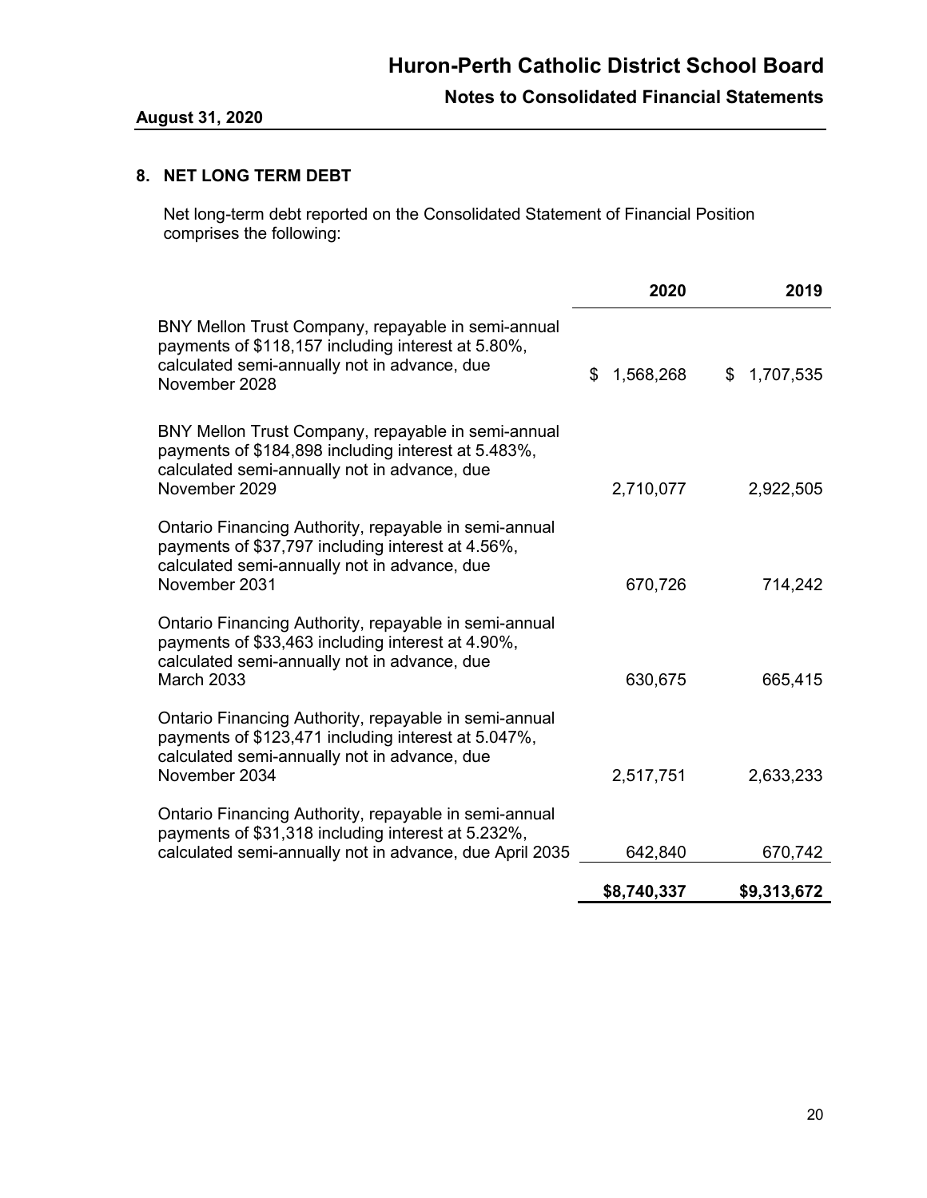## 8. NET LONG TERM DEBT

Net long-term debt reported on the Consolidated Statement of Financial Position comprises the following:

| | 2020 | 2019 |
|---|---|---|
| BNY Mellon Trust Company, repayable in semi-annual payments of $118,157 including interest at 5.80%, calculated semi-annually not in advance, due November 2028 | $ 1,568,268 | $ 1,707,535 |
| BNY Mellon Trust Company, repayable in semi-annual payments of $184,898 including interest at 5.483%, calculated semi-annually not in advance, due November 2029 | 2,710,077 | 2,922,505 |
| Ontario Financing Authority, repayable in semi-annual payments of $37,797 including interest at 4.56%, calculated semi-annually not in advance, due November 2031 | 670,726 | 714,242 |
| Ontario Financing Authority, repayable in semi-annual payments of $33,463 including interest at 4.90%, calculated semi-annually not in advance, due March 2033 | 630,675 | 665,415 |
| Ontario Financing Authority, repayable in semi-annual payments of $123,471 including interest at 5.047%, calculated semi-annually not in advance, due November 2034 | 2,517,751 | 2,633,233 |
| Ontario Financing Authority, repayable in semi-annual payments of $31,318 including interest at 5.232%, calculated semi-annually not in advance, due April 2035 | 642,840 | 670,742 |
| | **$8,740,337** | **$9,313,672** |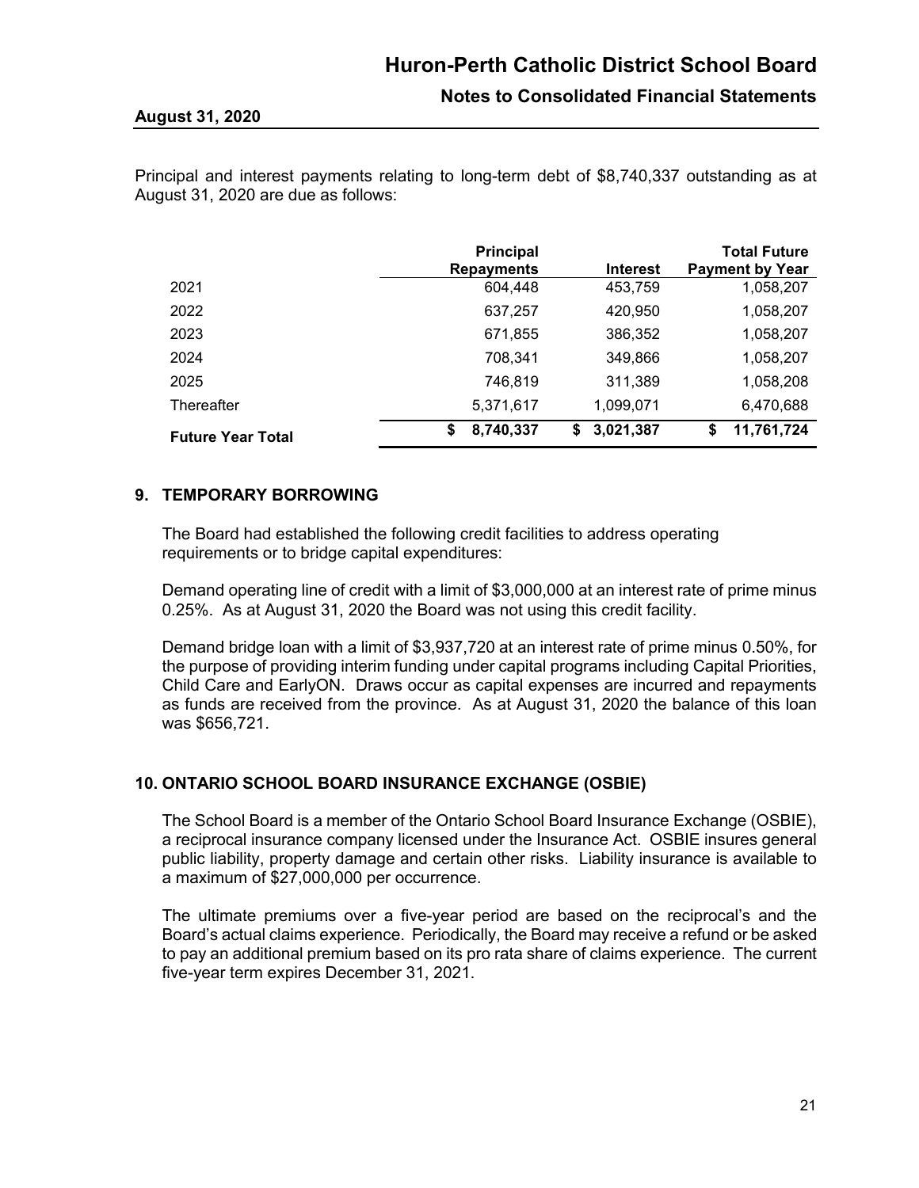Principal and interest payments relating to long-term debt of $8,740,337 outstanding as at August 31, 2020 are due as follows:

| | Principal Repayments | Interest | Total Future Payment by Year |
|---|---|---|---|
| 2021 | 604,448 | 453,759 | 1,058,207 |
| 2022 | 637,257 | 420,950 | 1,058,207 |
| 2023 | 671,855 | 386,352 | 1,058,207 |
| 2024 | 708,341 | 349,866 | 1,058,207 |
| 2025 | 746,819 | 311,389 | 1,058,208 |
| Thereafter | 5,371,617 | 1,099,071 | 6,470,688 |
| **Future Year Total** | **$ 8,740,337** | **$ 3,021,387** | **$ 11,761,724** |

## 9. TEMPORARY BORROWING

The Board had established the following credit facilities to address operating requirements or to bridge capital expenditures:

Demand operating line of credit with a limit of $3,000,000 at an interest rate of prime minus 0.25%. As at August 31, 2020 the Board was not using this credit facility.

Demand bridge loan with a limit of $3,937,720 at an interest rate of prime minus 0.50%, for the purpose of providing interim funding under capital programs including Capital Priorities, Child Care and EarlyON. Draws occur as capital expenses are incurred and repayments as funds are received from the province. As at August 31, 2020 the balance of this loan was $656,721.

## 10. ONTARIO SCHOOL BOARD INSURANCE EXCHANGE (OSBIE)

The School Board is a member of the Ontario School Board Insurance Exchange (OSBIE), a reciprocal insurance company licensed under the Insurance Act. OSBIE insures general public liability, property damage and certain other risks. Liability insurance is available to a maximum of $27,000,000 per occurrence.

The ultimate premiums over a five-year period are based on the reciprocal's and the Board's actual claims experience. Periodically, the Board may receive a refund or be asked to pay an additional premium based on its pro rata share of claims experience. The current five-year term expires December 31, 2021.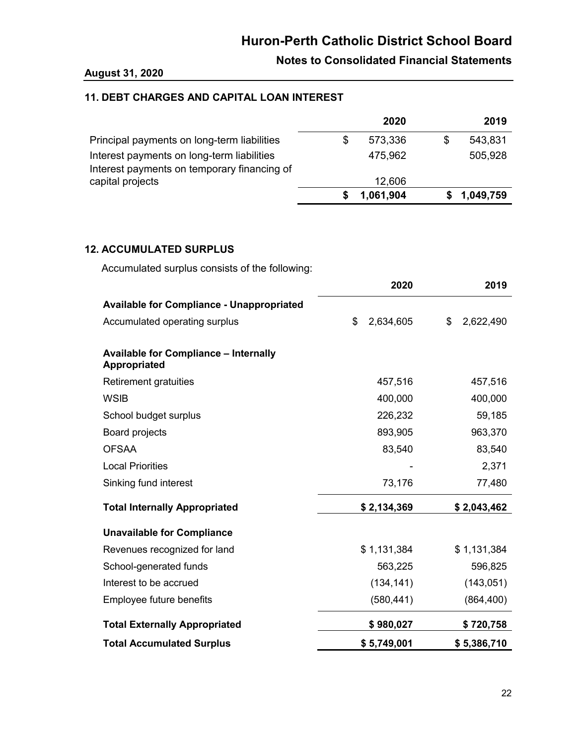## 11. DEBT CHARGES AND CAPITAL LOAN INTEREST

| | 2020 | 2019 |
|---|---|---|
| Principal payments on long-term liabilities | $ 573,336 | $ 543,831 |
| Interest payments on long-term liabilities | 475,962 | 505,928 |
| Interest payments on temporary financing of capital projects | 12,606 | |
| | **$ 1,061,904** | **$ 1,049,759** |

## 12. ACCUMULATED SURPLUS

Accumulated surplus consists of the following:

| | 2020 | 2019 |
|---|---|---|
| **Available for Compliance - Unappropriated** | | |
| Accumulated operating surplus | $ 2,634,605 | $ 2,622,490 |
| **Available for Compliance – Internally Appropriated** | | |
| Retirement gratuities | 457,516 | 457,516 |
| WSIB | 400,000 | 400,000 |
| School budget surplus | 226,232 | 59,185 |
| Board projects | 893,905 | 963,370 |
| OFSAA | 83,540 | 83,540 |
| Local Priorities | - | 2,371 |
| Sinking fund interest | 73,176 | 77,480 |
| **Total Internally Appropriated** | **$ 2,134,369** | **$ 2,043,462** |
| **Unavailable for Compliance** | | |
| Revenues recognized for land | $ 1,131,384 | $ 1,131,384 |
| School-generated funds | 563,225 | 596,825 |
| Interest to be accrued | (134,141) | (143,051) |
| Employee future benefits | (580,441) | (864,400) |
| **Total Externally Appropriated** | **$ 980,027** | **$ 720,758** |
| **Total Accumulated Surplus** | **$ 5,749,001** | **$ 5,386,710** |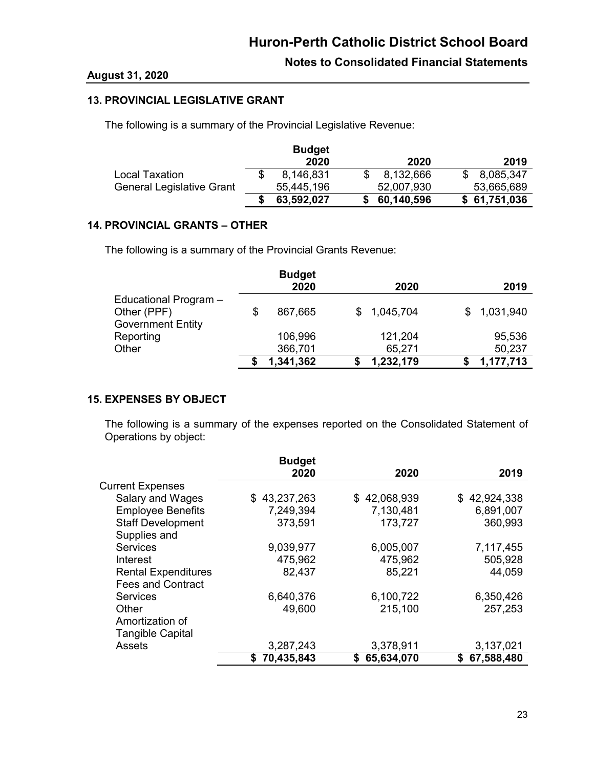## 13. PROVINCIAL LEGISLATIVE GRANT

The following is a summary of the Provincial Legislative Revenue:

| | Budget 2020 | 2020 | 2019 |
|---|---|---|---|
| Local Taxation | $ 8,146,831 | $ 8,132,666 | $ 8,085,347 |
| General Legislative Grant | 55,445,196 | 52,007,930 | 53,665,689 |
| | **$ 63,592,027** | **$ 60,140,596** | **$ 61,751,036** |

## 14. PROVINCIAL GRANTS – OTHER

The following is a summary of the Provincial Grants Revenue:

| | Budget 2020 | 2020 | 2019 |
|---|---|---|---|
| Educational Program – Other (PPF) | $ 867,665 | $ 1,045,704 | $ 1,031,940 |
| Government Entity Reporting | 106,996 | 121,204 | 95,536 |
| Other | 366,701 | 65,271 | 50,237 |
| | **$ 1,341,362** | **$ 1,232,179** | **$ 1,177,713** |

## 15. EXPENSES BY OBJECT

The following is a summary of the expenses reported on the Consolidated Statement of Operations by object:

| | Budget 2020 | 2020 | 2019 |
|---|---|---|---|
| Current Expenses | | | |
| Salary and Wages | $ 43,237,263 | $ 42,068,939 | $ 42,924,338 |
| Employee Benefits | 7,249,394 | 7,130,481 | 6,891,007 |
| Staff Development | 373,591 | 173,727 | 360,993 |
| Supplies and Services | 9,039,977 | 6,005,007 | 7,117,455 |
| Interest | 475,962 | 475,962 | 505,928 |
| Rental Expenditures | 82,437 | 85,221 | 44,059 |
| Fees and Contract Services | 6,640,376 | 6,100,722 | 6,350,426 |
| Other | 49,600 | 215,100 | 257,253 |
| Amortization of Tangible Capital Assets | 3,287,243 | 3,378,911 | 3,137,021 |
| | **$ 70,435,843** | **$ 65,634,070** | **$ 67,588,480** |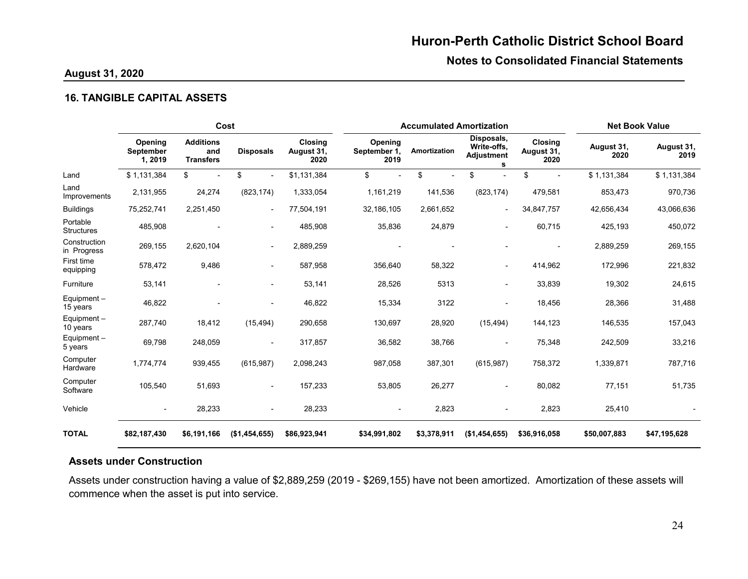## 16. TANGIBLE CAPITAL ASSETS

| | Cost | | | | Accumulated Amortization | | | | Net Book Value | |
|---|---|---|---|---|---|---|---|---|---|---|
| | Opening September 1, 2019 | Additions and Transfers | Disposals | Closing August 31, 2020 | Opening September 1, 2019 | Amortization | Disposals, Write-offs, Adjustments | Closing August 31, 2020 | August 31, 2020 | August 31, 2019 |
| Land | $ 1,131,384 | $ - | $ - | $1,131,384 | $ - | $ - | $ - | $ - | $ 1,131,384 | $ 1,131,384 |
| Land Improvements | 2,131,955 | 24,274 | (823,174) | 1,333,054 | 1,161,219 | 141,536 | (823,174) | 479,581 | 853,473 | 970,736 |
| Buildings | 75,252,741 | 2,251,450 | - | 77,504,191 | 32,186,105 | 2,661,652 | - | 34,847,757 | 42,656,434 | 43,066,636 |
| Portable Structures | 485,908 | - | - | 485,908 | 35,836 | 24,879 | - | 60,715 | 425,193 | 450,072 |
| Construction in Progress | 269,155 | 2,620,104 | - | 2,889,259 | - | - | - | - | 2,889,259 | 269,155 |
| First time equipping | 578,472 | 9,486 | - | 587,958 | 356,640 | 58,322 | - | 414,962 | 172,996 | 221,832 |
| Furniture | 53,141 | - | - | 53,141 | 28,526 | 5313 | - | 33,839 | 19,302 | 24,615 |
| Equipment – 15 years | 46,822 | - | - | 46,822 | 15,334 | 3122 | - | 18,456 | 28,366 | 31,488 |
| Equipment – 10 years | 287,740 | 18,412 | (15,494) | 290,658 | 130,697 | 28,920 | (15,494) | 144,123 | 146,535 | 157,043 |
| Equipment – 5 years | 69,798 | 248,059 | - | 317,857 | 36,582 | 38,766 | - | 75,348 | 242,509 | 33,216 |
| Computer Hardware | 1,774,774 | 939,455 | (615,987) | 2,098,243 | 987,058 | 387,301 | (615,987) | 758,372 | 1,339,871 | 787,716 |
| Computer Software | 105,540 | 51,693 | - | 157,233 | 53,805 | 26,277 | - | 80,082 | 77,151 | 51,735 |
| Vehicle | - | 28,233 | - | 28,233 | - | 2,823 | - | 2,823 | 25,410 | - |
| **TOTAL** | **$82,187,430** | **$6,191,166** | **($1,454,655)** | **$86,923,941** | **$34,991,802** | **$3,378,911** | **($1,454,655)** | **$36,916,058** | **$50,007,883** | **$47,195,628** |

### Assets under Construction

Assets under construction having a value of $2,889,259 (2019 - $269,155) have not been amortized. Amortization of these assets will commence when the asset is put into service.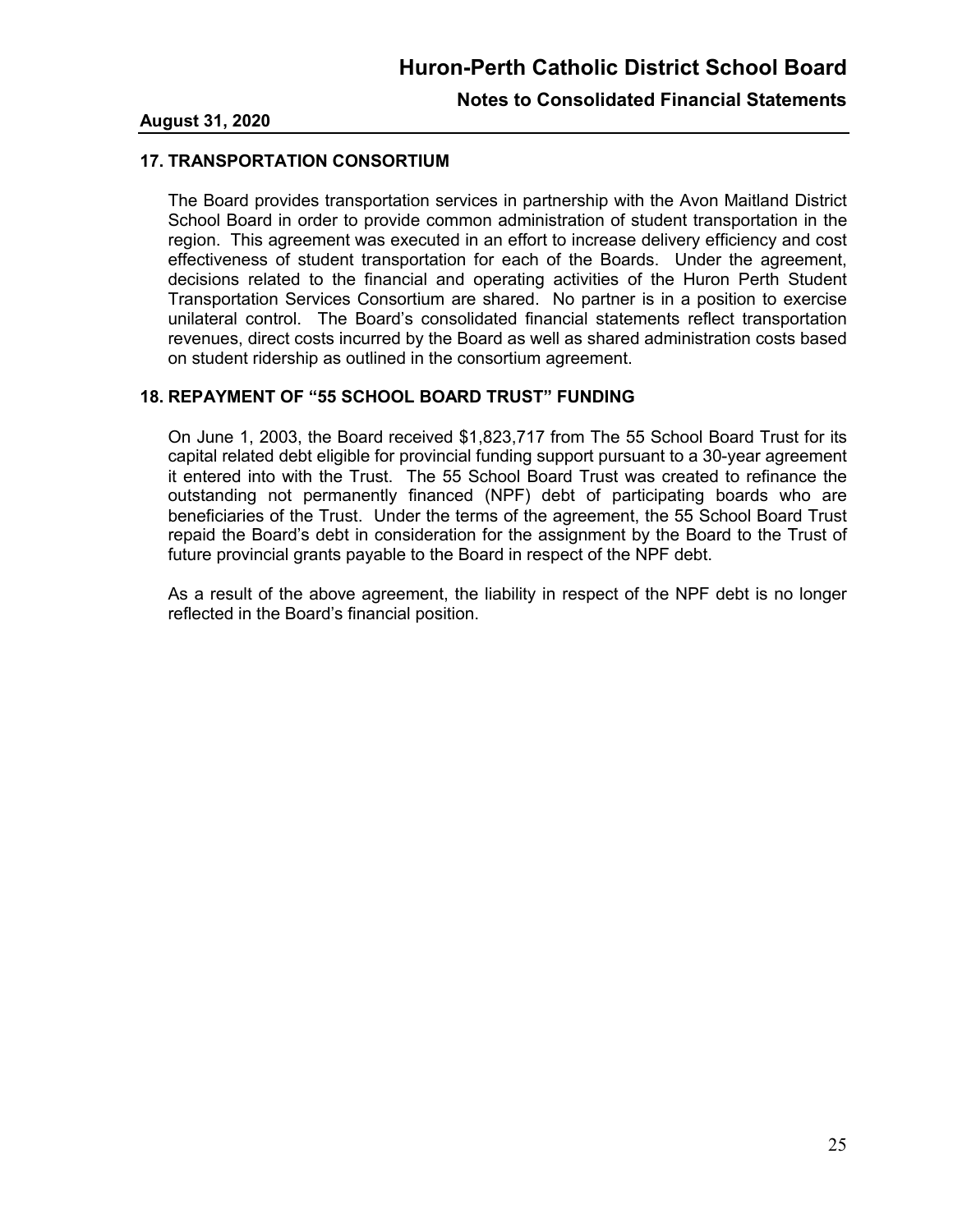## 17. TRANSPORTATION CONSORTIUM

The Board provides transportation services in partnership with the Avon Maitland District School Board in order to provide common administration of student transportation in the region. This agreement was executed in an effort to increase delivery efficiency and cost effectiveness of student transportation for each of the Boards. Under the agreement, decisions related to the financial and operating activities of the Huron Perth Student Transportation Services Consortium are shared. No partner is in a position to exercise unilateral control. The Board's consolidated financial statements reflect transportation revenues, direct costs incurred by the Board as well as shared administration costs based on student ridership as outlined in the consortium agreement.

## 18. REPAYMENT OF "55 SCHOOL BOARD TRUST" FUNDING

On June 1, 2003, the Board received $1,823,717 from The 55 School Board Trust for its capital related debt eligible for provincial funding support pursuant to a 30-year agreement it entered into with the Trust. The 55 School Board Trust was created to refinance the outstanding not permanently financed (NPF) debt of participating boards who are beneficiaries of the Trust. Under the terms of the agreement, the 55 School Board Trust repaid the Board's debt in consideration for the assignment by the Board to the Trust of future provincial grants payable to the Board in respect of the NPF debt.

As a result of the above agreement, the liability in respect of the NPF debt is no longer reflected in the Board's financial position.